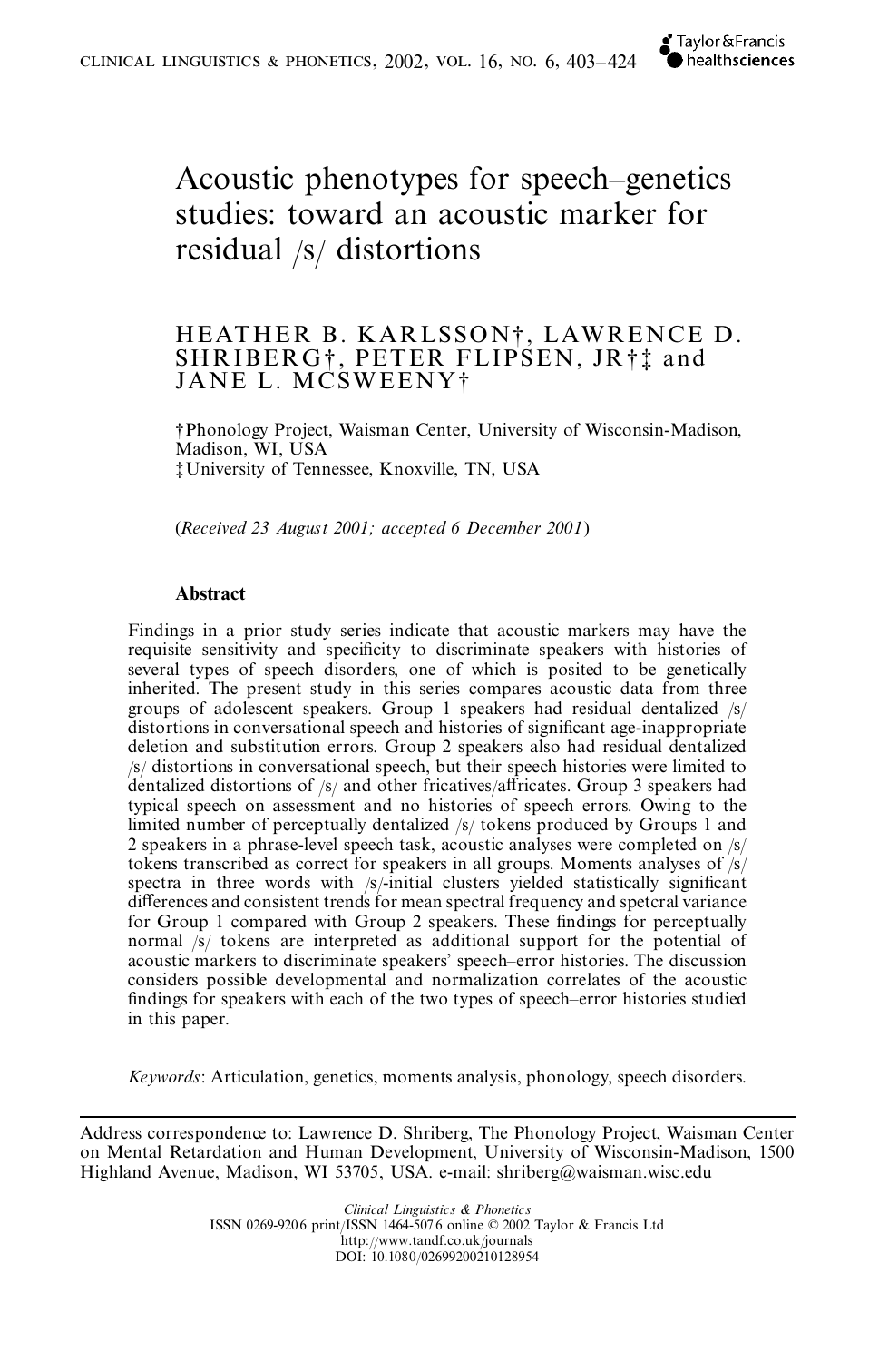# Acoustic phenotypes for speech–genetics studies: toward an acoustic marker for residual /s/ distortions

HEATHER B. KARLSSON†, LAWRENCE D. SHRIBERG†, PETER FLIPSEN, JR†‡ and JANE L. MCSWEENY†

†Phonology Project, Waisman Center, University of Wisconsin-Madison, Madison, WI, USA
‡University of Tennessee, Knoxville, TN, USA

(*Received 23 August 2001; accepted 6 December 2001*)

## Abstract

Findings in a prior study series indicate that acoustic markers may have the requisite sensitivity and specificity to discriminate speakers with histories of several types of speech disorders, one of which is posited to be genetically inherited. The present study in this series compares acoustic data from three groups of adolescent speakers. Group 1 speakers had residual dentalized /s/ distortions in conversational speech and histories of significant age-inappropriate deletion and substitution errors. Group 2 speakers also had residual dentalized /s/ distortions in conversational speech, but their speech histories were limited to dentalized distortions of /s/ and other fricatives/affricates. Group 3 speakers had typical speech on assessment and no histories of speech errors. Owing to the limited number of perceptually dentalized /s/ tokens produced by Groups 1 and 2 speakers in a phrase-level speech task, acoustic analyses were completed on /s/ tokens transcribed as correct for speakers in all groups. Moments analyses of /s/ spectra in three words with /s/-initial clusters yielded statistically significant differences and consistent trends for mean spectral frequency and spetcral variance for Group 1 compared with Group 2 speakers. These findings for perceptually normal /s/ tokens are interpreted as additional support for the potential of acoustic markers to discriminate speakers' speech–error histories. The discussion considers possible developmental and normalization correlates of the acoustic findings for speakers with each of the two types of speech–error histories studied in this paper.

*Keywords*: Articulation, genetics, moments analysis, phonology, speech disorders.

---

Address correspondence to: Lawrence D. Shriberg, The Phonology Project, Waisman Center on Mental Retardation and Human Development, University of Wisconsin-Madison, 1500 Highland Avenue, Madison, WI 53705, USA. e-mail: shriberg@waisman.wisc.edu

*Clinical Linguistics & Phonetics*
ISSN 0269-9206 print/ISSN 1464-5076 online © 2002 Taylor & Francis Ltd
http://www.tandf.co.uk/journals
DOI: 10.1080/02699200210128954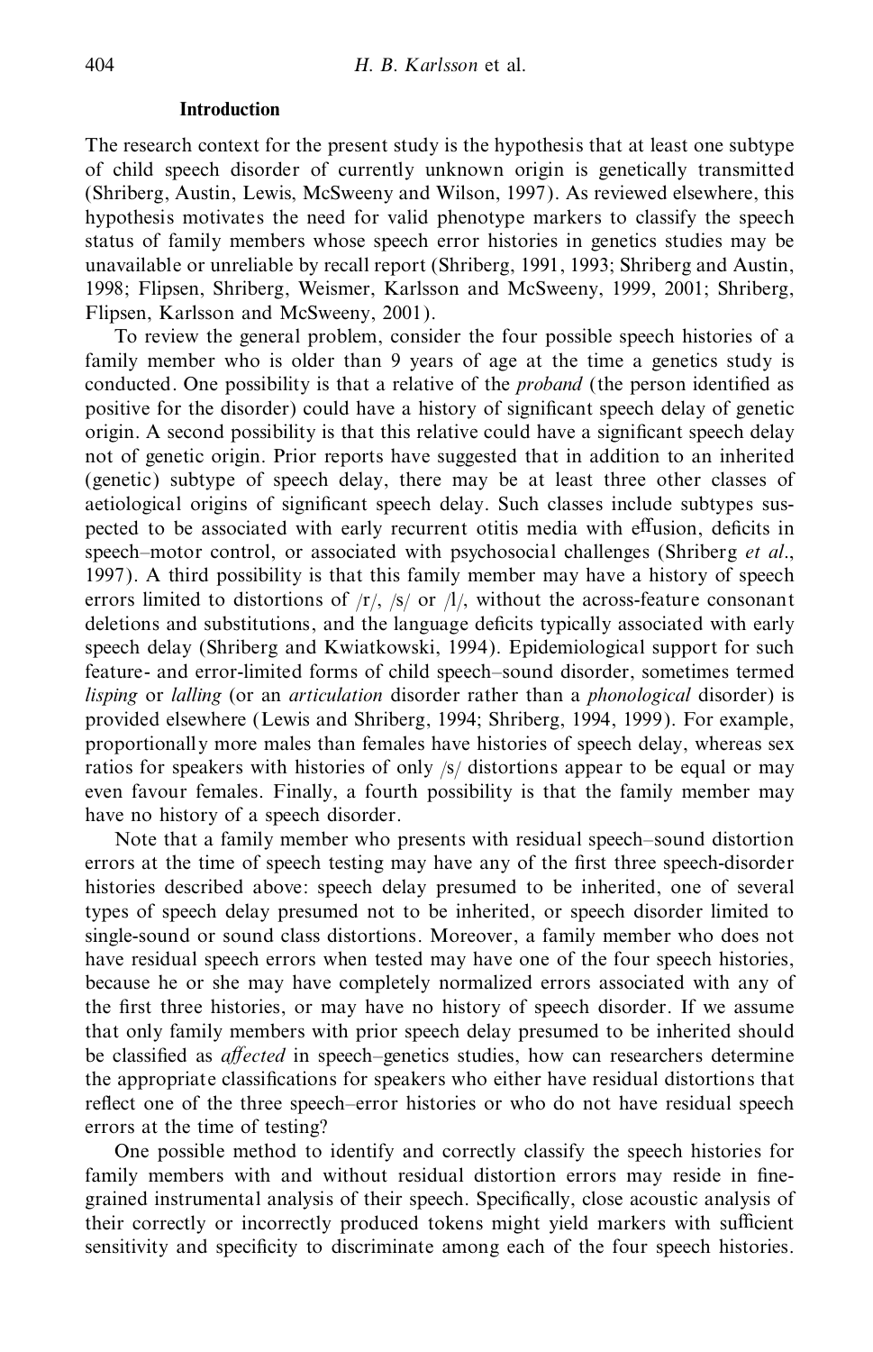## Introduction

The research context for the present study is the hypothesis that at least one subtype of child speech disorder of currently unknown origin is genetically transmitted (Shriberg, Austin, Lewis, McSweeny and Wilson, 1997). As reviewed elsewhere, this hypothesis motivates the need for valid phenotype markers to classify the speech status of family members whose speech error histories in genetics studies may be unavailable or unreliable by recall report (Shriberg, 1991, 1993; Shriberg and Austin, 1998; Flipsen, Shriberg, Weismer, Karlsson and McSweeny, 1999, 2001; Shriberg, Flipsen, Karlsson and McSweeny, 2001).

To review the general problem, consider the four possible speech histories of a family member who is older than 9 years of age at the time a genetics study is conducted. One possibility is that a relative of the *proband* (the person identified as positive for the disorder) could have a history of significant speech delay of genetic origin. A second possibility is that this relative could have a significant speech delay not of genetic origin. Prior reports have suggested that in addition to an inherited (genetic) subtype of speech delay, there may be at least three other classes of aetiological origins of significant speech delay. Such classes include subtypes suspected to be associated with early recurrent otitis media with effusion, deficits in speech–motor control, or associated with psychosocial challenges (Shriberg *et al*., 1997). A third possibility is that this family member may have a history of speech errors limited to distortions of /r/, /s/ or /l/, without the across-feature consonant deletions and substitutions, and the language deficits typically associated with early speech delay (Shriberg and Kwiatkowski, 1994). Epidemiological support for such feature- and error-limited forms of child speech–sound disorder, sometimes termed *lisping* or *lalling* (or an *articulation* disorder rather than a *phonological* disorder) is provided elsewhere (Lewis and Shriberg, 1994; Shriberg, 1994, 1999). For example, proportionally more males than females have histories of speech delay, whereas sex ratios for speakers with histories of only /s/ distortions appear to be equal or may even favour females. Finally, a fourth possibility is that the family member may have no history of a speech disorder.

Note that a family member who presents with residual speech–sound distortion errors at the time of speech testing may have any of the first three speech-disorder histories described above: speech delay presumed to be inherited, one of several types of speech delay presumed not to be inherited, or speech disorder limited to single-sound or sound class distortions. Moreover, a family member who does not have residual speech errors when tested may have one of the four speech histories, because he or she may have completely normalized errors associated with any of the first three histories, or may have no history of speech disorder. If we assume that only family members with prior speech delay presumed to be inherited should be classified as *affected* in speech–genetics studies, how can researchers determine the appropriate classifications for speakers who either have residual distortions that reflect one of the three speech–error histories or who do not have residual speech errors at the time of testing?

One possible method to identify and correctly classify the speech histories for family members with and without residual distortion errors may reside in fine-grained instrumental analysis of their speech. Specifically, close acoustic analysis of their correctly or incorrectly produced tokens might yield markers with sufficient sensitivity and specificity to discriminate among each of the four speech histories.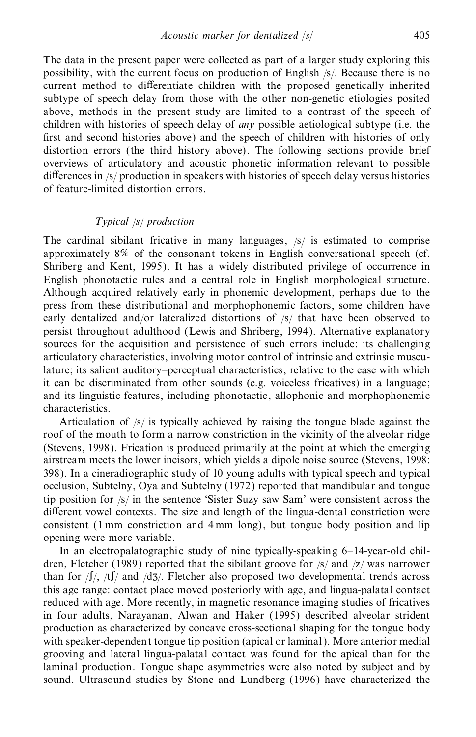The data in the present paper were collected as part of a larger study exploring this possibility, with the current focus on production of English /s/. Because there is no current method to differentiate children with the proposed genetically inherited subtype of speech delay from those with the other non-genetic etiologies posited above, methods in the present study are limited to a contrast of the speech of children with histories of speech delay of *any* possible aetiological subtype (i.e. the first and second histories above) and the speech of children with histories of only distortion errors (the third history above). The following sections provide brief overviews of articulatory and acoustic phonetic information relevant to possible differences in /s/ production in speakers with histories of speech delay versus histories of feature-limited distortion errors.

### *Typical /s/ production*

The cardinal sibilant fricative in many languages, /s/ is estimated to comprise approximately 8% of the consonant tokens in English conversational speech (cf. Shriberg and Kent, 1995). It has a widely distributed privilege of occurrence in English phonotactic rules and a central role in English morphological structure. Although acquired relatively early in phonemic development, perhaps due to the press from these distributional and morphophonemic factors, some children have early dentalized and/or lateralized distortions of /s/ that have been observed to persist throughout adulthood (Lewis and Shriberg, 1994). Alternative explanatory sources for the acquisition and persistence of such errors include: its challenging articulatory characteristics, involving motor control of intrinsic and extrinsic musculature; its salient auditory–perceptual characteristics, relative to the ease with which it can be discriminated from other sounds (e.g. voiceless fricatives) in a language; and its linguistic features, including phonotactic, allophonic and morphophonemic characteristics.

Articulation of /s/ is typically achieved by raising the tongue blade against the roof of the mouth to form a narrow constriction in the vicinity of the alveolar ridge (Stevens, 1998). Frication is produced primarily at the point at which the emerging airstream meets the lower incisors, which yields a dipole noise source (Stevens, 1998: 398). In a cineradiographic study of 10 young adults with typical speech and typical occlusion, Subtelny, Oya and Subtelny (1972) reported that mandibular and tongue tip position for /s/ in the sentence 'Sister Suzy saw Sam' were consistent across the different vowel contexts. The size and length of the lingua-dental constriction were consistent (1 mm constriction and 4 mm long), but tongue body position and lip opening were more variable.

In an electropalatographic study of nine typically-speaking 6–14-year-old children, Fletcher (1989) reported that the sibilant groove for /s/ and /z/ was narrower than for /ʃ/, /tʃ/ and /dʒ/. Fletcher also proposed two developmental trends across this age range: contact place moved posteriorly with age, and lingua-palatal contact reduced with age. More recently, in magnetic resonance imaging studies of fricatives in four adults, Narayanan, Alwan and Haker (1995) described alveolar strident production as characterized by concave cross-sectional shaping for the tongue body with speaker-dependent tongue tip position (apical or laminal). More anterior medial grooving and lateral lingua-palatal contact was found for the apical than for the laminal production. Tongue shape asymmetries were also noted by subject and by sound. Ultrasound studies by Stone and Lundberg (1996) have characterized the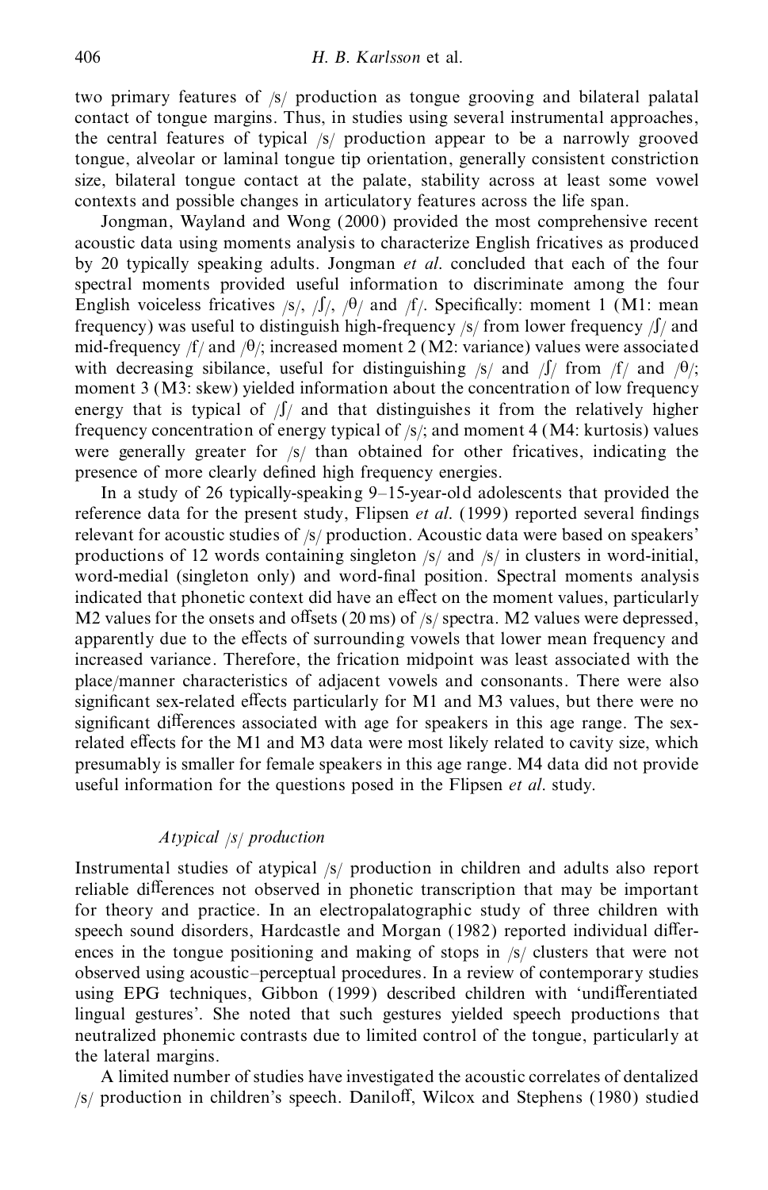two primary features of /s/ production as tongue grooving and bilateral palatal contact of tongue margins. Thus, in studies using several instrumental approaches, the central features of typical /s/ production appear to be a narrowly grooved tongue, alveolar or laminal tongue tip orientation, generally consistent constriction size, bilateral tongue contact at the palate, stability across at least some vowel contexts and possible changes in articulatory features across the life span.

Jongman, Wayland and Wong (2000) provided the most comprehensive recent acoustic data using moments analysis to characterize English fricatives as produced by 20 typically speaking adults. Jongman *et al.* concluded that each of the four spectral moments provided useful information to discriminate among the four English voiceless fricatives /s/, /ʃ/, /θ/ and /f/. Specifically: moment 1 (M1: mean frequency) was useful to distinguish high-frequency /s/ from lower frequency /ʃ/ and mid-frequency /f/ and /θ/; increased moment 2 (M2: variance) values were associated with decreasing sibilance, useful for distinguishing /s/ and /ʃ/ from /f/ and /θ/; moment 3 (M3: skew) yielded information about the concentration of low frequency energy that is typical of /ʃ/ and that distinguishes it from the relatively higher frequency concentration of energy typical of /s/; and moment 4 (M4: kurtosis) values were generally greater for /s/ than obtained for other fricatives, indicating the presence of more clearly defined high frequency energies.

In a study of 26 typically-speaking 9–15-year-old adolescents that provided the reference data for the present study, Flipsen *et al.* (1999) reported several findings relevant for acoustic studies of /s/ production. Acoustic data were based on speakers' productions of 12 words containing singleton /s/ and /s/ in clusters in word-initial, word-medial (singleton only) and word-final position. Spectral moments analysis indicated that phonetic context did have an effect on the moment values, particularly M2 values for the onsets and offsets (20 ms) of /s/ spectra. M2 values were depressed, apparently due to the effects of surrounding vowels that lower mean frequency and increased variance. Therefore, the frication midpoint was least associated with the place/manner characteristics of adjacent vowels and consonants. There were also significant sex-related effects particularly for M1 and M3 values, but there were no significant differences associated with age for speakers in this age range. The sex-related effects for the M1 and M3 data were most likely related to cavity size, which presumably is smaller for female speakers in this age range. M4 data did not provide useful information for the questions posed in the Flipsen *et al.* study.

### *Atypical /s/ production*

Instrumental studies of atypical /s/ production in children and adults also report reliable differences not observed in phonetic transcription that may be important for theory and practice. In an electropalatographic study of three children with speech sound disorders, Hardcastle and Morgan (1982) reported individual differences in the tongue positioning and making of stops in /s/ clusters that were not observed using acoustic–perceptual procedures. In a review of contemporary studies using EPG techniques, Gibbon (1999) described children with 'undifferentiated lingual gestures'. She noted that such gestures yielded speech productions that neutralized phonemic contrasts due to limited control of the tongue, particularly at the lateral margins.

A limited number of studies have investigated the acoustic correlates of dentalized /s/ production in children's speech. Daniloff, Wilcox and Stephens (1980) studied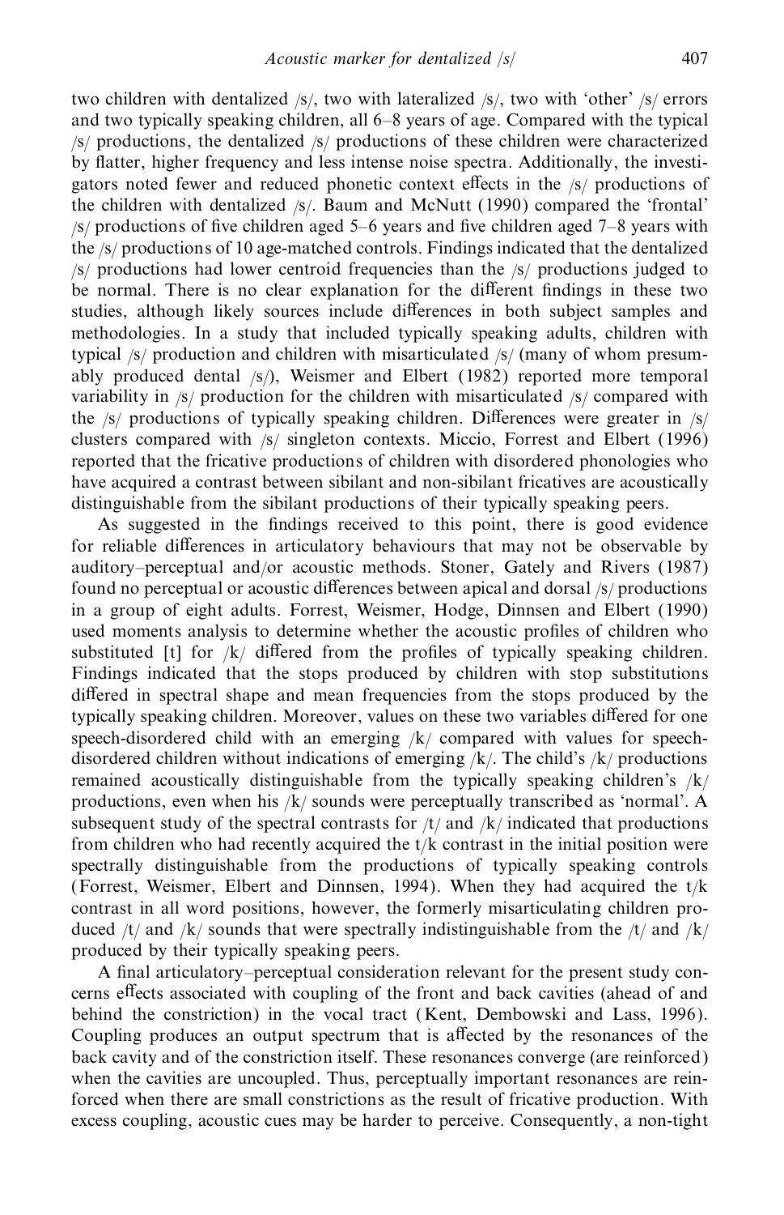two children with dentalized /s/, two with lateralized /s/, two with 'other' /s/ errors and two typically speaking children, all 6–8 years of age. Compared with the typical /s/ productions, the dentalized /s/ productions of these children were characterized by flatter, higher frequency and less intense noise spectra. Additionally, the investigators noted fewer and reduced phonetic context effects in the /s/ productions of the children with dentalized /s/. Baum and McNutt (1990) compared the 'frontal' /s/ productions of five children aged 5–6 years and five children aged 7–8 years with the /s/ productions of 10 age-matched controls. Findings indicated that the dentalized /s/ productions had lower centroid frequencies than the /s/ productions judged to be normal. There is no clear explanation for the different findings in these two studies, although likely sources include differences in both subject samples and methodologies. In a study that included typically speaking adults, children with typical /s/ production and children with misarticulated /s/ (many of whom presumably produced dental /s/), Weismer and Elbert (1982) reported more temporal variability in /s/ production for the children with misarticulated /s/ compared with the /s/ productions of typically speaking children. Differences were greater in /s/ clusters compared with /s/ singleton contexts. Miccio, Forrest and Elbert (1996) reported that the fricative productions of children with disordered phonologies who have acquired a contrast between sibilant and non-sibilant fricatives are acoustically distinguishable from the sibilant productions of their typically speaking peers.

As suggested in the findings received to this point, there is good evidence for reliable differences in articulatory behaviours that may not be observable by auditory–perceptual and/or acoustic methods. Stoner, Gately and Rivers (1987) found no perceptual or acoustic differences between apical and dorsal /s/ productions in a group of eight adults. Forrest, Weismer, Hodge, Dinnsen and Elbert (1990) used moments analysis to determine whether the acoustic profiles of children who substituted [t] for /k/ differed from the profiles of typically speaking children. Findings indicated that the stops produced by children with stop substitutions differed in spectral shape and mean frequencies from the stops produced by the typically speaking children. Moreover, values on these two variables differed for one speech-disordered child with an emerging /k/ compared with values for speech-disordered children without indications of emerging /k/. The child's /k/ productions remained acoustically distinguishable from the typically speaking children's /k/ productions, even when his /k/ sounds were perceptually transcribed as 'normal'. A subsequent study of the spectral contrasts for /t/ and /k/ indicated that productions from children who had recently acquired the t/k contrast in the initial position were spectrally distinguishable from the productions of typically speaking controls (Forrest, Weismer, Elbert and Dinnsen, 1994). When they had acquired the t/k contrast in all word positions, however, the formerly misarticulating children produced /t/ and /k/ sounds that were spectrally indistinguishable from the /t/ and /k/ produced by their typically speaking peers.

A final articulatory–perceptual consideration relevant for the present study concerns effects associated with coupling of the front and back cavities (ahead of and behind the constriction) in the vocal tract (Kent, Dembowski and Lass, 1996). Coupling produces an output spectrum that is affected by the resonances of the back cavity and of the constriction itself. These resonances converge (are reinforced) when the cavities are uncoupled. Thus, perceptually important resonances are reinforced when there are small constrictions as the result of fricative production. With excess coupling, acoustic cues may be harder to perceive. Consequently, a non-tight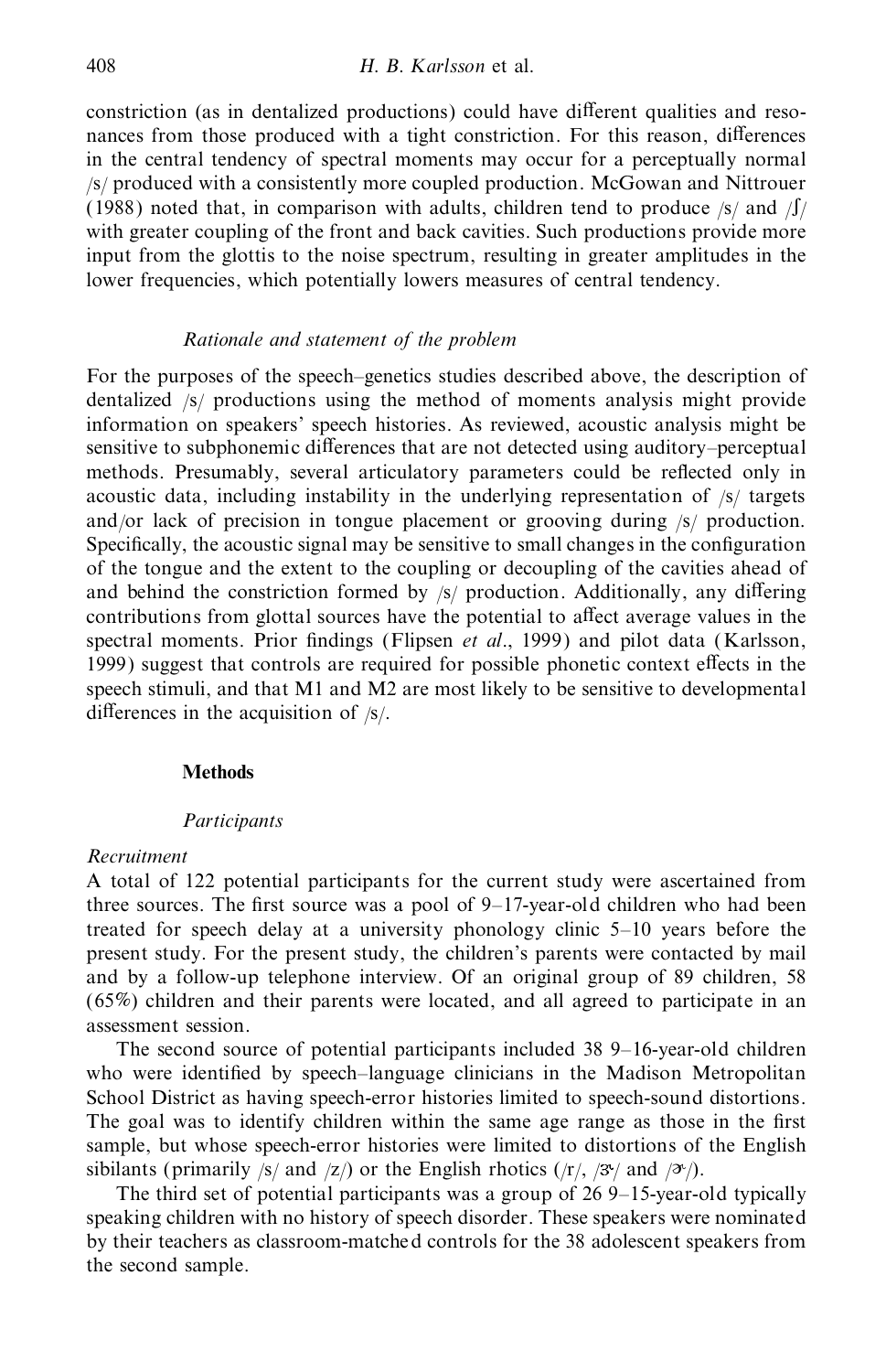constriction (as in dentalized productions) could have different qualities and resonances from those produced with a tight constriction. For this reason, differences in the central tendency of spectral moments may occur for a perceptually normal /s/ produced with a consistently more coupled production. McGowan and Nittrouer (1988) noted that, in comparison with adults, children tend to produce /s/ and /ʃ/ with greater coupling of the front and back cavities. Such productions provide more input from the glottis to the noise spectrum, resulting in greater amplitudes in the lower frequencies, which potentially lowers measures of central tendency.

### *Rationale and statement of the problem*

For the purposes of the speech–genetics studies described above, the description of dentalized /s/ productions using the method of moments analysis might provide information on speakers' speech histories. As reviewed, acoustic analysis might be sensitive to subphonemic differences that are not detected using auditory–perceptual methods. Presumably, several articulatory parameters could be reflected only in acoustic data, including instability in the underlying representation of /s/ targets and/or lack of precision in tongue placement or grooving during /s/ production. Specifically, the acoustic signal may be sensitive to small changes in the configuration of the tongue and the extent to the coupling or decoupling of the cavities ahead of and behind the constriction formed by /s/ production. Additionally, any differing contributions from glottal sources have the potential to affect average values in the spectral moments. Prior findings (Flipsen *et al*., 1999) and pilot data (Karlsson, 1999) suggest that controls are required for possible phonetic context effects in the speech stimuli, and that M1 and M2 are most likely to be sensitive to developmental differences in the acquisition of /s/.

## **Methods**

### *Participants*

#### *Recruitment*

A total of 122 potential participants for the current study were ascertained from three sources. The first source was a pool of 9–17-year-old children who had been treated for speech delay at a university phonology clinic 5–10 years before the present study. For the present study, the children's parents were contacted by mail and by a follow-up telephone interview. Of an original group of 89 children, 58 (65%) children and their parents were located, and all agreed to participate in an assessment session.

The second source of potential participants included 38 9–16-year-old children who were identified by speech–language clinicians in the Madison Metropolitan School District as having speech-error histories limited to speech-sound distortions. The goal was to identify children within the same age range as those in the first sample, but whose speech-error histories were limited to distortions of the English sibilants (primarily /s/ and /z/) or the English rhotics (/r/, /ɝ/ and /ɚ/).

The third set of potential participants was a group of 26 9–15-year-old typically speaking children with no history of speech disorder. These speakers were nominated by their teachers as classroom-matched controls for the 38 adolescent speakers from the second sample.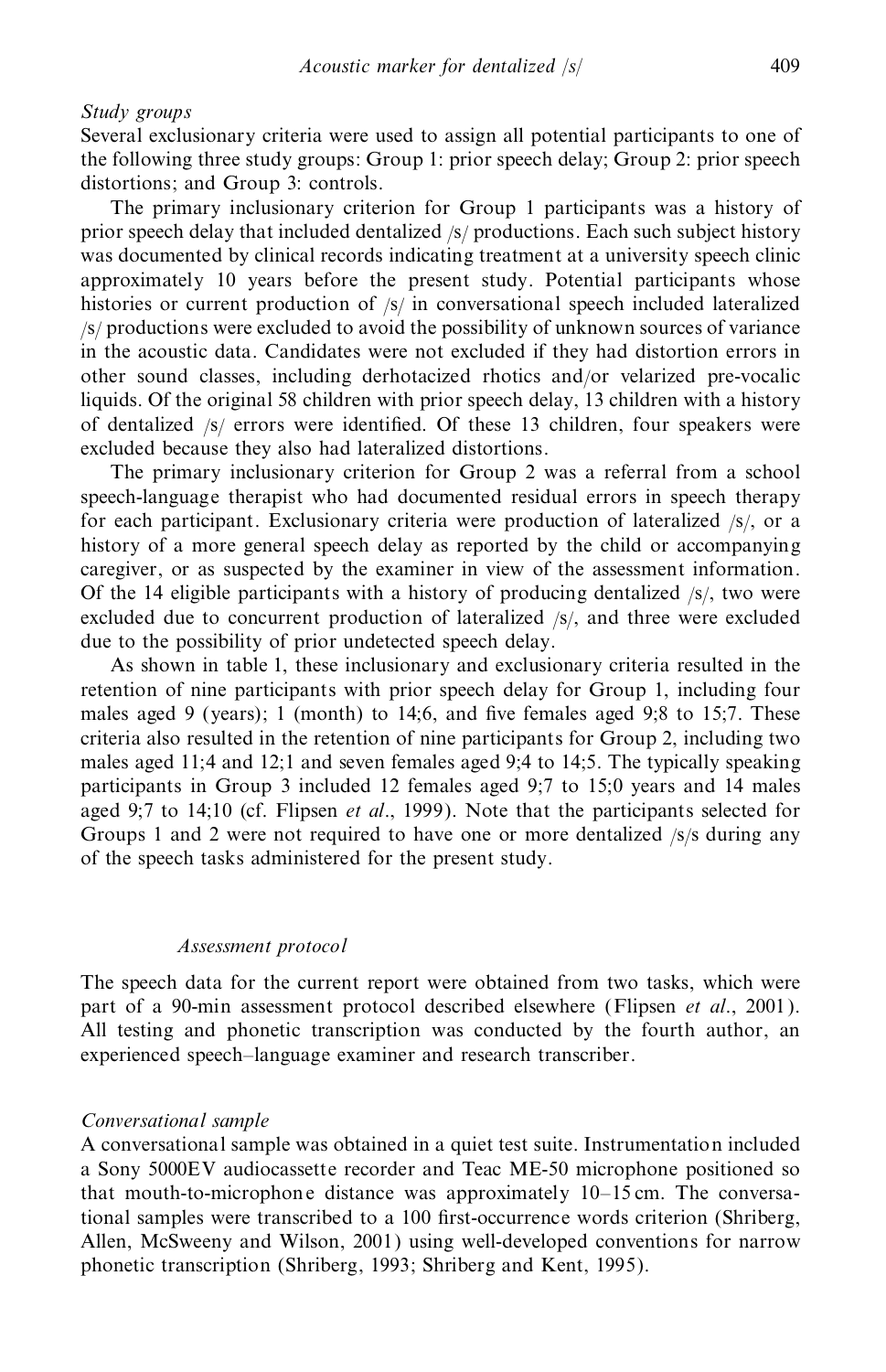*Study groups*

Several exclusionary criteria were used to assign all potential participants to one of the following three study groups: Group 1: prior speech delay; Group 2: prior speech distortions; and Group 3: controls.

The primary inclusionary criterion for Group 1 participants was a history of prior speech delay that included dentalized /s/ productions. Each such subject history was documented by clinical records indicating treatment at a university speech clinic approximately 10 years before the present study. Potential participants whose histories or current production of /s/ in conversational speech included lateralized /s/ productions were excluded to avoid the possibility of unknown sources of variance in the acoustic data. Candidates were not excluded if they had distortion errors in other sound classes, including derhotacized rhotics and/or velarized pre-vocalic liquids. Of the original 58 children with prior speech delay, 13 children with a history of dentalized /s/ errors were identified. Of these 13 children, four speakers were excluded because they also had lateralized distortions.

The primary inclusionary criterion for Group 2 was a referral from a school speech-language therapist who had documented residual errors in speech therapy for each participant. Exclusionary criteria were production of lateralized /s/, or a history of a more general speech delay as reported by the child or accompanying caregiver, or as suspected by the examiner in view of the assessment information. Of the 14 eligible participants with a history of producing dentalized /s/, two were excluded due to concurrent production of lateralized /s/, and three were excluded due to the possibility of prior undetected speech delay.

As shown in table 1, these inclusionary and exclusionary criteria resulted in the retention of nine participants with prior speech delay for Group 1, including four males aged 9 (years); 1 (month) to 14;6, and five females aged 9;8 to 15;7. These criteria also resulted in the retention of nine participants for Group 2, including two males aged 11;4 and 12;1 and seven females aged 9;4 to 14;5. The typically speaking participants in Group 3 included 12 females aged 9;7 to 15;0 years and 14 males aged 9;7 to 14;10 (cf. Flipsen *et al*., 1999). Note that the participants selected for Groups 1 and 2 were not required to have one or more dentalized /s/s during any of the speech tasks administered for the present study.

*Assessment protocol*

The speech data for the current report were obtained from two tasks, which were part of a 90-min assessment protocol described elsewhere (Flipsen *et al*., 2001). All testing and phonetic transcription was conducted by the fourth author, an experienced speech–language examiner and research transcriber.

*Conversational sample*

A conversational sample was obtained in a quiet test suite. Instrumentation included a Sony 5000EV audiocassette recorder and Teac ME-50 microphone positioned so that mouth-to-microphone distance was approximately 10–15 cm. The conversational samples were transcribed to a 100 first-occurrence words criterion (Shriberg, Allen, McSweeny and Wilson, 2001) using well-developed conventions for narrow phonetic transcription (Shriberg, 1993; Shriberg and Kent, 1995).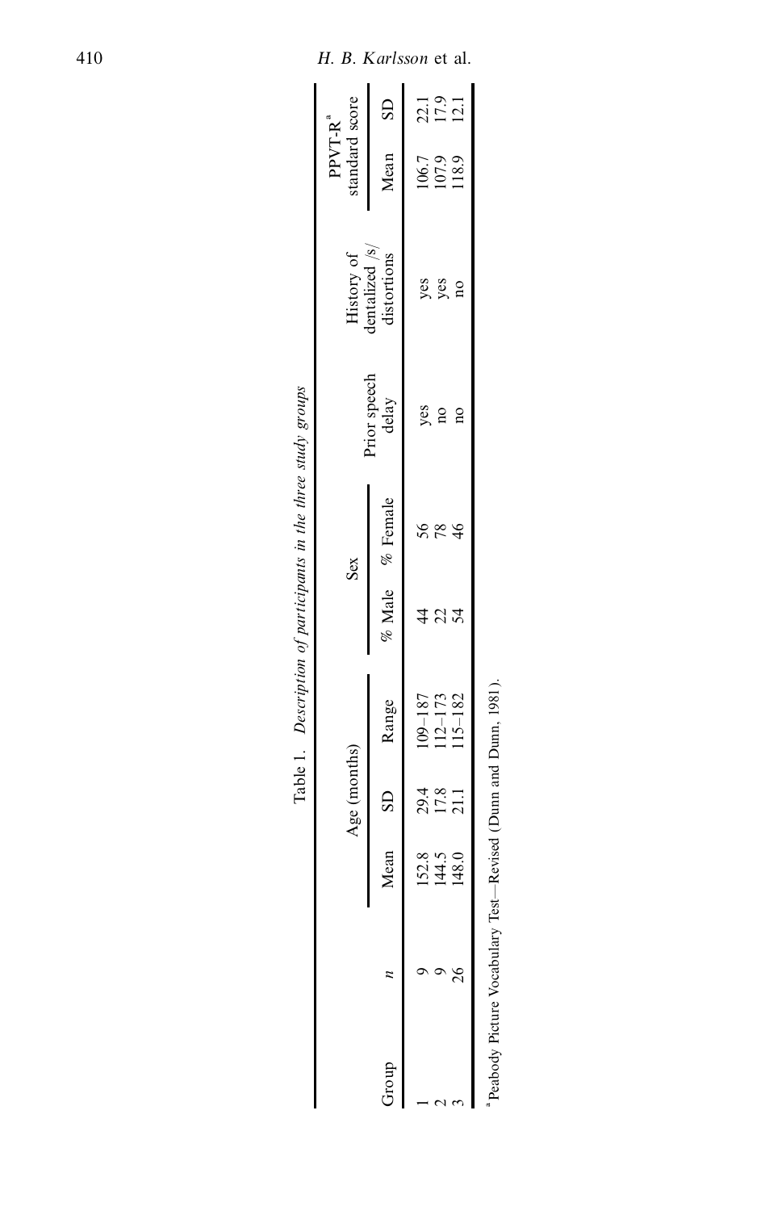Table 1. *Description of participants in the three study groups*

| Group | $n$ | Age (months) | | | Sex | | Prior speech delay | History of dentalized /s/ distortions | PPVT-R[a] standard score | |
|---|---|---|---|---|---|---|---|---|---|---|
| | | Mean | SD | Range | % Male | % Female | | | Mean | SD |
| 1 | 9 | 152.8 | 29.4 | 109–187 | 44 | 56 | yes | yes | 106.7 | 22.1 |
| 2 | 9 | 144.5 | 17.8 | 112–173 | 22 | 78 | no | yes | 107.9 | 17.9 |
| 3 | 26 | 148.0 | 21.1 | 115–182 | 54 | 46 | no | no | 118.9 | 12.1 |

[a] Peabody Picture Vocabulary Test—Revised (Dunn and Dunn, 1981).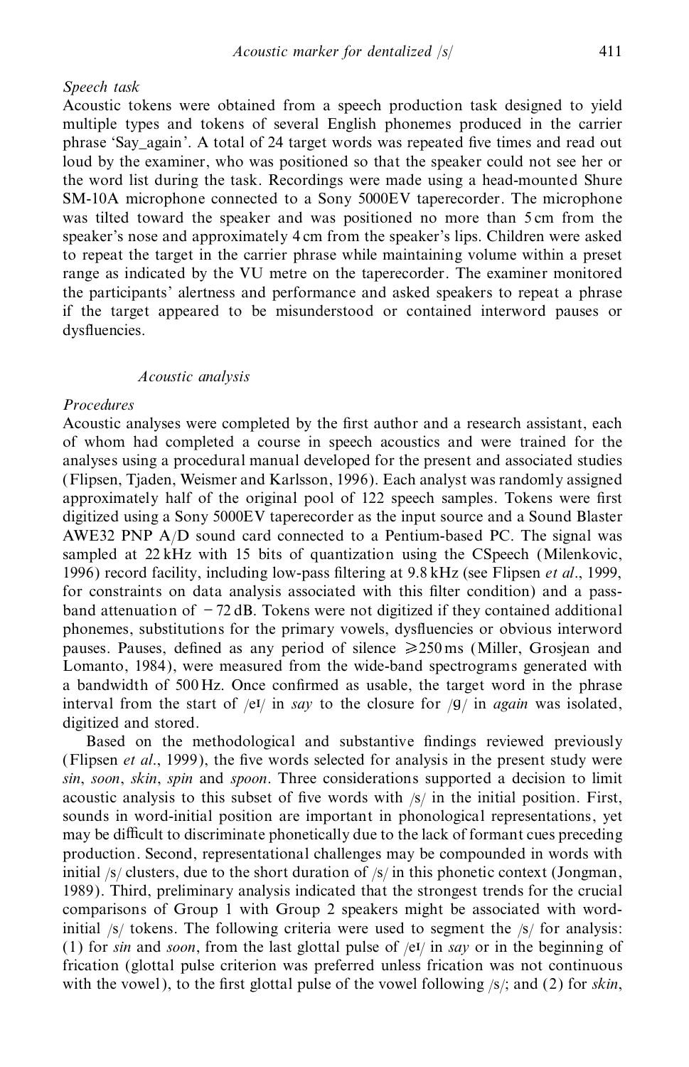*Speech task*

Acoustic tokens were obtained from a speech production task designed to yield multiple types and tokens of several English phonemes produced in the carrier phrase 'Say_again'. A total of 24 target words was repeated five times and read out loud by the examiner, who was positioned so that the speaker could not see her or the word list during the task. Recordings were made using a head-mounted Shure SM-10A microphone connected to a Sony 5000EV taperecorder. The microphone was tilted toward the speaker and was positioned no more than 5 cm from the speaker's nose and approximately 4 cm from the speaker's lips. Children were asked to repeat the target in the carrier phrase while maintaining volume within a preset range as indicated by the VU metre on the taperecorder. The examiner monitored the participants' alertness and performance and asked speakers to repeat a phrase if the target appeared to be misunderstood or contained interword pauses or dysfluencies.

### *Acoustic analysis*

*Procedures*

Acoustic analyses were completed by the first author and a research assistant, each of whom had completed a course in speech acoustics and were trained for the analyses using a procedural manual developed for the present and associated studies (Flipsen, Tjaden, Weismer and Karlsson, 1996). Each analyst was randomly assigned approximately half of the original pool of 122 speech samples. Tokens were first digitized using a Sony 5000EV taperecorder as the input source and a Sound Blaster AWE32 PNP A/D sound card connected to a Pentium-based PC. The signal was sampled at 22 kHz with 15 bits of quantization using the CSpeech (Milenkovic, 1996) record facility, including low-pass filtering at 9.8 kHz (see Flipsen *et al*., 1999, for constraints on data analysis associated with this filter condition) and a pass-band attenuation of −72 dB. Tokens were not digitized if they contained additional phonemes, substitutions for the primary vowels, dysfluencies or obvious interword pauses. Pauses, defined as any period of silence ⩾250 ms (Miller, Grosjean and Lomanto, 1984), were measured from the wide-band spectrograms generated with a bandwidth of 500 Hz. Once confirmed as usable, the target word in the phrase interval from the start of /eɪ/ in *say* to the closure for /g/ in *again* was isolated, digitized and stored.

Based on the methodological and substantive findings reviewed previously (Flipsen *et al*., 1999), the five words selected for analysis in the present study were *sin*, *soon*, *skin*, *spin* and *spoon*. Three considerations supported a decision to limit acoustic analysis to this subset of five words with /s/ in the initial position. First, sounds in word-initial position are important in phonological representations, yet may be difficult to discriminate phonetically due to the lack of formant cues preceding production. Second, representational challenges may be compounded in words with initial /s/ clusters, due to the short duration of /s/ in this phonetic context (Jongman, 1989). Third, preliminary analysis indicated that the strongest trends for the crucial comparisons of Group 1 with Group 2 speakers might be associated with word-initial /s/ tokens. The following criteria were used to segment the /s/ for analysis: (1) for *sin* and *soon*, from the last glottal pulse of /eɪ/ in *say* or in the beginning of frication (glottal pulse criterion was preferred unless frication was not continuous with the vowel), to the first glottal pulse of the vowel following /s/; and (2) for *skin*,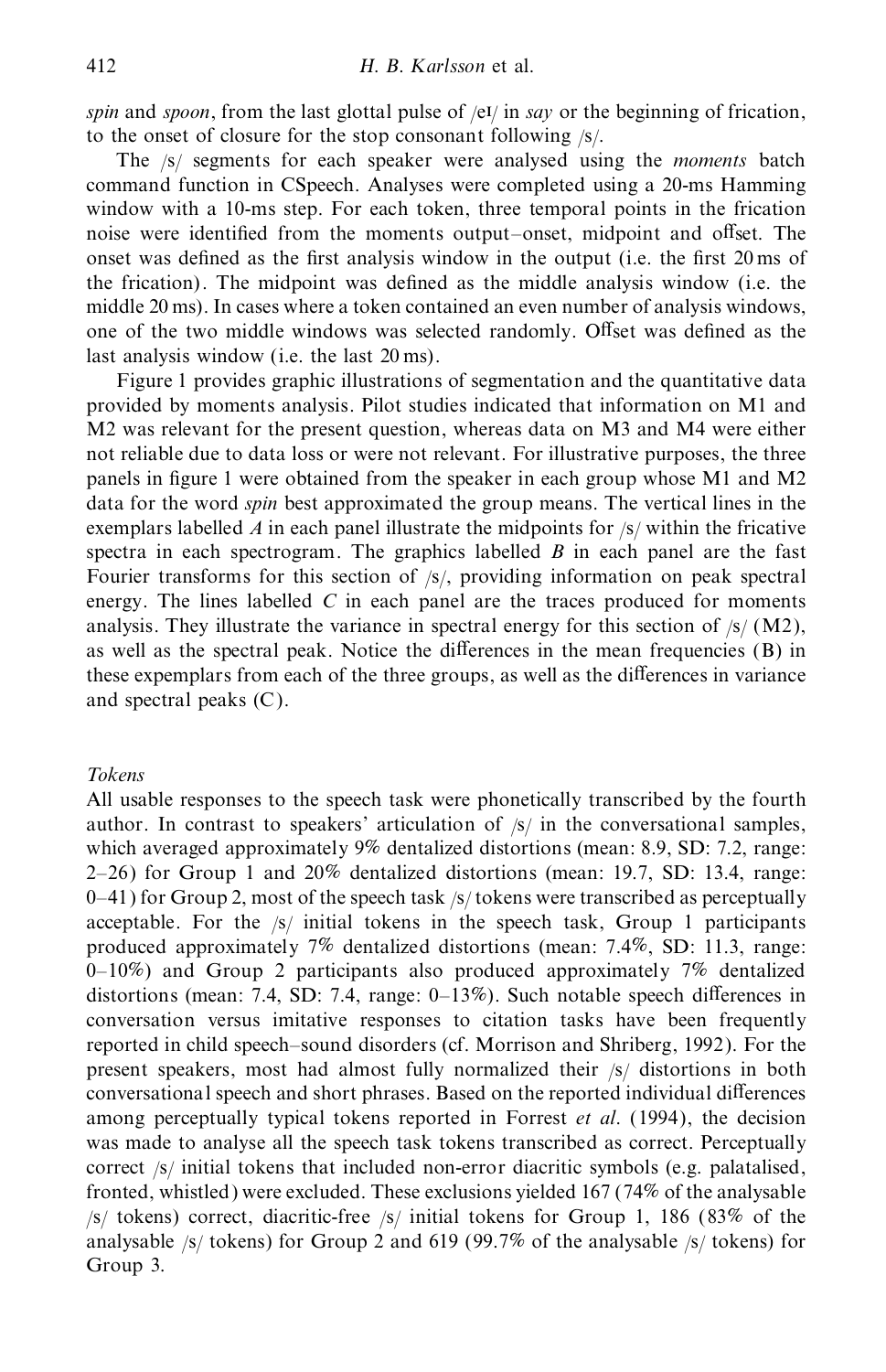*spin* and *spoon*, from the last glottal pulse of /eɪ/ in *say* or the beginning of frication, to the onset of closure for the stop consonant following /s/.

The /s/ segments for each speaker were analysed using the *moments* batch command function in CSpeech. Analyses were completed using a 20-ms Hamming window with a 10-ms step. For each token, three temporal points in the frication noise were identified from the moments output–onset, midpoint and offset. The onset was defined as the first analysis window in the output (i.e. the first 20 ms of the frication). The midpoint was defined as the middle analysis window (i.e. the middle 20 ms). In cases where a token contained an even number of analysis windows, one of the two middle windows was selected randomly. Offset was defined as the last analysis window (i.e. the last 20 ms).

Figure 1 provides graphic illustrations of segmentation and the quantitative data provided by moments analysis. Pilot studies indicated that information on M1 and M2 was relevant for the present question, whereas data on M3 and M4 were either not reliable due to data loss or were not relevant. For illustrative purposes, the three panels in figure 1 were obtained from the speaker in each group whose M1 and M2 data for the word *spin* best approximated the group means. The vertical lines in the exemplars labelled *A* in each panel illustrate the midpoints for /s/ within the fricative spectra in each spectrogram. The graphics labelled *B* in each panel are the fast Fourier transforms for this section of /s/, providing information on peak spectral energy. The lines labelled *C* in each panel are the traces produced for moments analysis. They illustrate the variance in spectral energy for this section of /s/ (M2), as well as the spectral peak. Notice the differences in the mean frequencies (B) in these expemplars from each of the three groups, as well as the differences in variance and spectral peaks (C).

### *Tokens*

All usable responses to the speech task were phonetically transcribed by the fourth author. In contrast to speakers' articulation of /s/ in the conversational samples, which averaged approximately 9% dentalized distortions (mean: 8.9, SD: 7.2, range: 2–26) for Group 1 and 20% dentalized distortions (mean: 19.7, SD: 13.4, range: 0–41) for Group 2, most of the speech task /s/ tokens were transcribed as perceptually acceptable. For the /s/ initial tokens in the speech task, Group 1 participants produced approximately 7% dentalized distortions (mean: 7.4%, SD: 11.3, range: 0–10%) and Group 2 participants also produced approximately 7% dentalized distortions (mean: 7.4, SD: 7.4, range: 0–13%). Such notable speech differences in conversation versus imitative responses to citation tasks have been frequently reported in child speech–sound disorders (cf. Morrison and Shriberg, 1992). For the present speakers, most had almost fully normalized their /s/ distortions in both conversational speech and short phrases. Based on the reported individual differences among perceptually typical tokens reported in Forrest *et al*. (1994), the decision was made to analyse all the speech task tokens transcribed as correct. Perceptually correct /s/ initial tokens that included non-error diacritic symbols (e.g. palatalised, fronted, whistled) were excluded. These exclusions yielded 167 (74% of the analysable /s/ tokens) correct, diacritic-free /s/ initial tokens for Group 1, 186 (83% of the analysable /s/ tokens) for Group 2 and 619 (99.7% of the analysable /s/ tokens) for Group 3.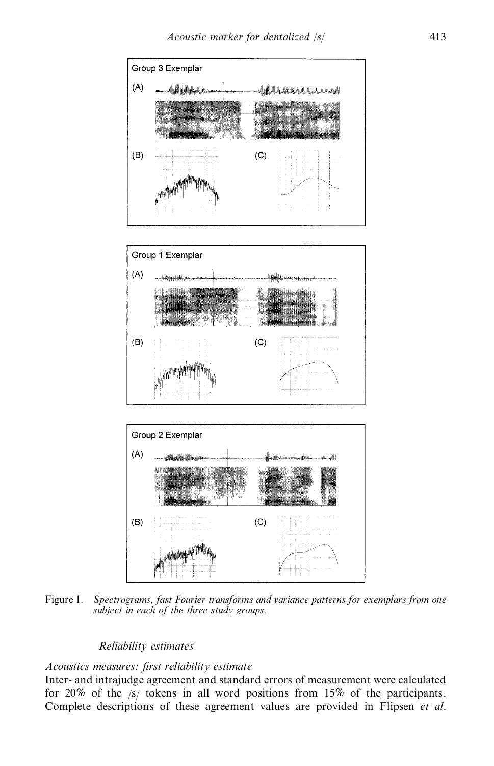Figure 1. *Spectrograms, fast Fourier transforms and variance patterns for exemplars from one subject in each of the three study groups.*

### *Reliability estimates*

*Acoustics measures: first reliability estimate*

Inter- and intrajudge agreement and standard errors of measurement were calculated for 20% of the /s/ tokens in all word positions from 15% of the participants. Complete descriptions of these agreement values are provided in Flipsen *et al*.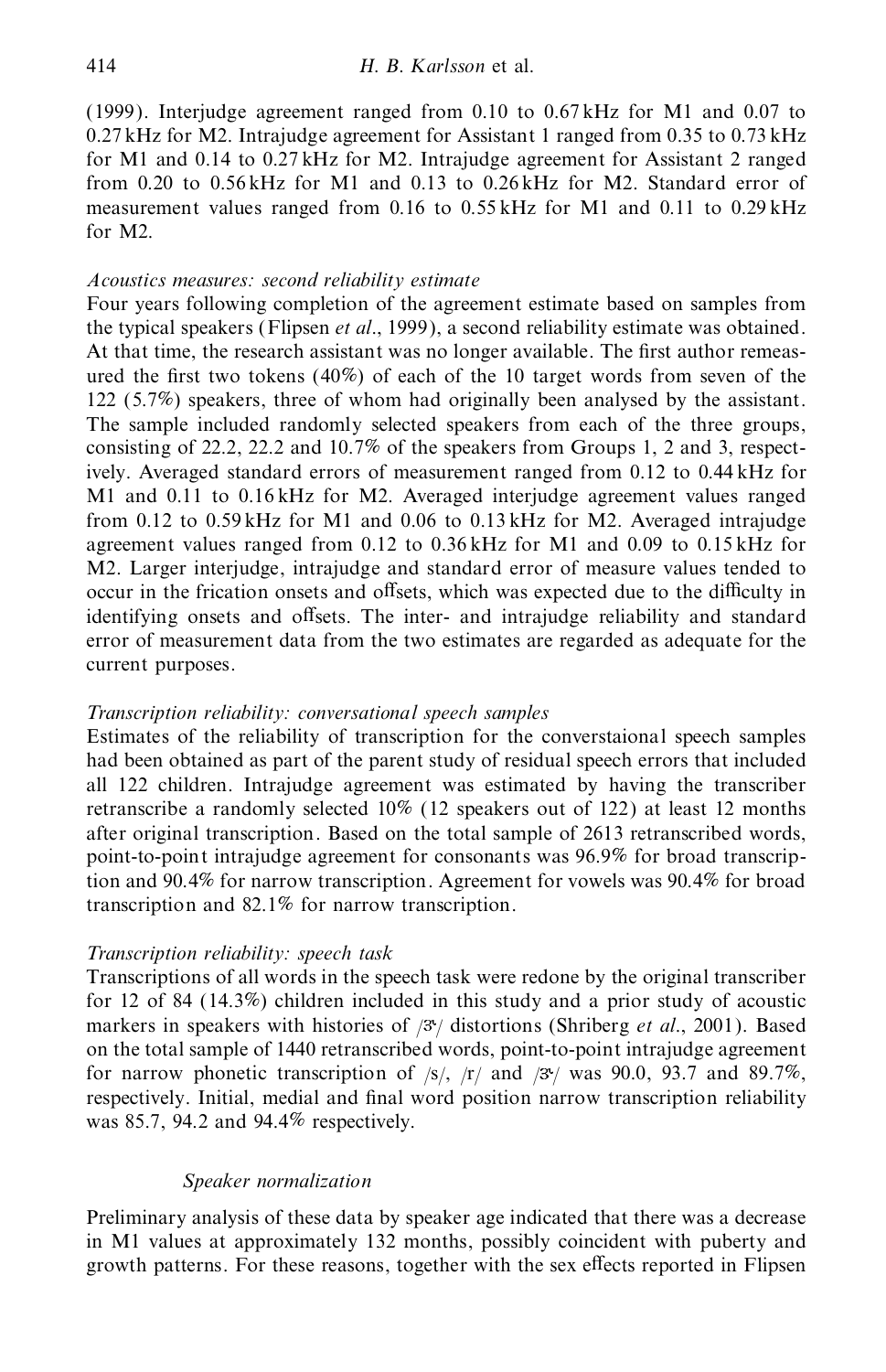(1999). Interjudge agreement ranged from 0.10 to 0.67 kHz for M1 and 0.07 to 0.27 kHz for M2. Intrajudge agreement for Assistant 1 ranged from 0.35 to 0.73 kHz for M1 and 0.14 to 0.27 kHz for M2. Intrajudge agreement for Assistant 2 ranged from 0.20 to 0.56 kHz for M1 and 0.13 to 0.26 kHz for M2. Standard error of measurement values ranged from 0.16 to 0.55 kHz for M1 and 0.11 to 0.29 kHz for M2.

*Acoustics measures: second reliability estimate*

Four years following completion of the agreement estimate based on samples from the typical speakers (Flipsen *et al*., 1999), a second reliability estimate was obtained. At that time, the research assistant was no longer available. The first author remeasured the first two tokens (40%) of each of the 10 target words from seven of the 122 (5.7%) speakers, three of whom had originally been analysed by the assistant. The sample included randomly selected speakers from each of the three groups, consisting of 22.2, 22.2 and 10.7% of the speakers from Groups 1, 2 and 3, respectively. Averaged standard errors of measurement ranged from 0.12 to 0.44 kHz for M1 and 0.11 to 0.16 kHz for M2. Averaged interjudge agreement values ranged from 0.12 to 0.59 kHz for M1 and 0.06 to 0.13 kHz for M2. Averaged intrajudge agreement values ranged from 0.12 to 0.36 kHz for M1 and 0.09 to 0.15 kHz for M2. Larger interjudge, intrajudge and standard error of measure values tended to occur in the frication onsets and offsets, which was expected due to the difficulty in identifying onsets and offsets. The inter- and intrajudge reliability and standard error of measurement data from the two estimates are regarded as adequate for the current purposes.

*Transcription reliability: conversational speech samples*

Estimates of the reliability of transcription for the converstaional speech samples had been obtained as part of the parent study of residual speech errors that included all 122 children. Intrajudge agreement was estimated by having the transcriber retranscribe a randomly selected 10% (12 speakers out of 122) at least 12 months after original transcription. Based on the total sample of 2613 retranscribed words, point-to-point intrajudge agreement for consonants was 96.9% for broad transcription and 90.4% for narrow transcription. Agreement for vowels was 90.4% for broad transcription and 82.1% for narrow transcription.

*Transcription reliability: speech task*

Transcriptions of all words in the speech task were redone by the original transcriber for 12 of 84 (14.3%) children included in this study and a prior study of acoustic markers in speakers with histories of /ɝ/ distortions (Shriberg *et al*., 2001). Based on the total sample of 1440 retranscribed words, point-to-point intrajudge agreement for narrow phonetic transcription of /s/, /r/ and /ɝ/ was 90.0, 93.7 and 89.7%, respectively. Initial, medial and final word position narrow transcription reliability was 85.7, 94.2 and 94.4% respectively.

*Speaker normalization*

Preliminary analysis of these data by speaker age indicated that there was a decrease in M1 values at approximately 132 months, possibly coincident with puberty and growth patterns. For these reasons, together with the sex effects reported in Flipsen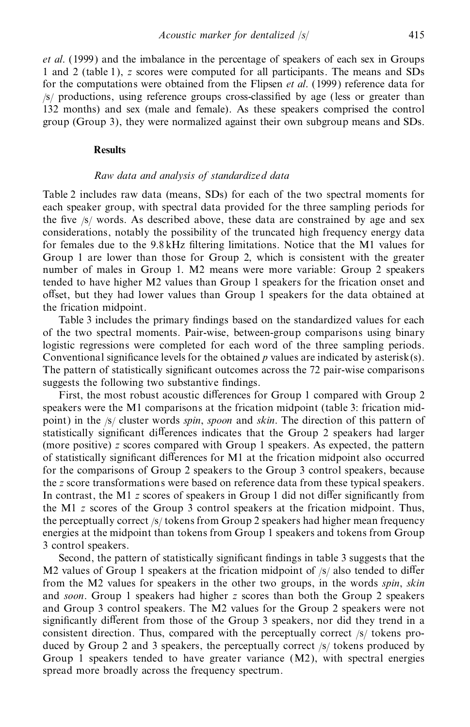*et al*. (1999) and the imbalance in the percentage of speakers of each sex in Groups 1 and 2 (table 1), *z* scores were computed for all participants. The means and SDs for the computations were obtained from the Flipsen *et al*. (1999) reference data for /s/ productions, using reference groups cross-classified by age (less or greater than 132 months) and sex (male and female). As these speakers comprised the control group (Group 3), they were normalized against their own subgroup means and SDs.

## Results

### *Raw data and analysis of standardized data*

Table 2 includes raw data (means, SDs) for each of the two spectral moments for each speaker group, with spectral data provided for the three sampling periods for the five /s/ words. As described above, these data are constrained by age and sex considerations, notably the possibility of the truncated high frequency energy data for females due to the 9.8 kHz filtering limitations. Notice that the M1 values for Group 1 are lower than those for Group 2, which is consistent with the greater number of males in Group 1. M2 means were more variable: Group 2 speakers tended to have higher M2 values than Group 1 speakers for the frication onset and offset, but they had lower values than Group 1 speakers for the data obtained at the frication midpoint.

Table 3 includes the primary findings based on the standardized values for each of the two spectral moments. Pair-wise, between-group comparisons using binary logistic regressions were completed for each word of the three sampling periods. Conventional significance levels for the obtained *p* values are indicated by asterisk(s). The pattern of statistically significant outcomes across the 72 pair-wise comparisons suggests the following two substantive findings.

First, the most robust acoustic differences for Group 1 compared with Group 2 speakers were the M1 comparisons at the frication midpoint (table 3: frication midpoint) in the /s/ cluster words *spin*, *spoon* and *skin*. The direction of this pattern of statistically significant differences indicates that the Group 2 speakers had larger (more positive) *z* scores compared with Group 1 speakers. As expected, the pattern of statistically significant differences for M1 at the frication midpoint also occurred for the comparisons of Group 2 speakers to the Group 3 control speakers, because the *z* score transformations were based on reference data from these typical speakers. In contrast, the M1 *z* scores of speakers in Group 1 did not differ significantly from the M1 *z* scores of the Group 3 control speakers at the frication midpoint. Thus, the perceptually correct /s/ tokens from Group 2 speakers had higher mean frequency energies at the midpoint than tokens from Group 1 speakers and tokens from Group 3 control speakers.

Second, the pattern of statistically significant findings in table 3 suggests that the M2 values of Group 1 speakers at the frication midpoint of /s/ also tended to differ from the M2 values for speakers in the other two groups, in the words *spin*, *skin* and *soon*. Group 1 speakers had higher *z* scores than both the Group 2 speakers and Group 3 control speakers. The M2 values for the Group 2 speakers were not significantly different from those of the Group 3 speakers, nor did they trend in a consistent direction. Thus, compared with the perceptually correct /s/ tokens produced by Group 2 and 3 speakers, the perceptually correct /s/ tokens produced by Group 1 speakers tended to have greater variance (M2), with spectral energies spread more broadly across the frequency spectrum.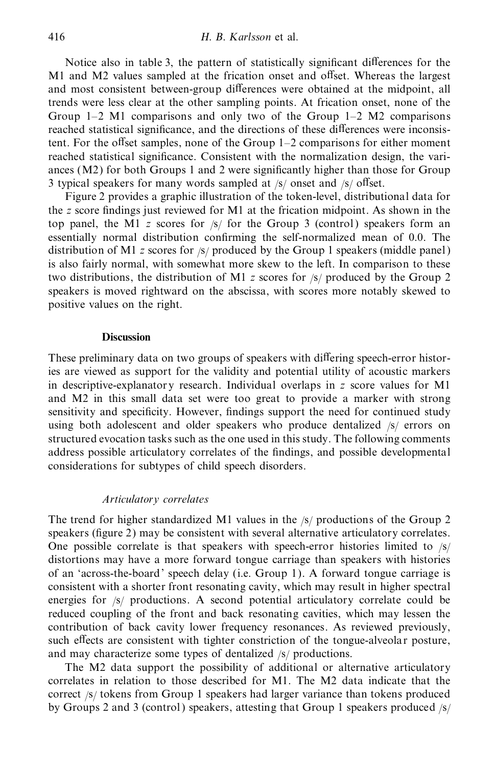Notice also in table 3, the pattern of statistically significant differences for the M1 and M2 values sampled at the frication onset and offset. Whereas the largest and most consistent between-group differences were obtained at the midpoint, all trends were less clear at the other sampling points. At frication onset, none of the Group 1–2 M1 comparisons and only two of the Group 1–2 M2 comparisons reached statistical significance, and the directions of these differences were inconsistent. For the offset samples, none of the Group 1–2 comparisons for either moment reached statistical significance. Consistent with the normalization design, the variances (M2) for both Groups 1 and 2 were significantly higher than those for Group 3 typical speakers for many words sampled at /s/ onset and /s/ offset.

Figure 2 provides a graphic illustration of the token-level, distributional data for the $z$ score findings just reviewed for M1 at the frication midpoint. As shown in the top panel, the M1 $z$ scores for /s/ for the Group 3 (control) speakers form an essentially normal distribution confirming the self-normalized mean of 0.0. The distribution of M1 $z$ scores for /s/ produced by the Group 1 speakers (middle panel) is also fairly normal, with somewhat more skew to the left. In comparison to these two distributions, the distribution of M1 $z$ scores for /s/ produced by the Group 2 speakers is moved rightward on the abscissa, with scores more notably skewed to positive values on the right.

## Discussion

These preliminary data on two groups of speakers with differing speech-error histories are viewed as support for the validity and potential utility of acoustic markers in descriptive-explanatory research. Individual overlaps in $z$ score values for M1 and M2 in this small data set were too great to provide a marker with strong sensitivity and specificity. However, findings support the need for continued study using both adolescent and older speakers who produce dentalized /s/ errors on structured evocation tasks such as the one used in this study. The following comments address possible articulatory correlates of the findings, and possible developmental considerations for subtypes of child speech disorders.

### *Articulatory correlates*

The trend for higher standardized M1 values in the /s/ productions of the Group 2 speakers (figure 2) may be consistent with several alternative articulatory correlates. One possible correlate is that speakers with speech-error histories limited to /s/ distortions may have a more forward tongue carriage than speakers with histories of an 'across-the-board' speech delay (i.e. Group 1). A forward tongue carriage is consistent with a shorter front resonating cavity, which may result in higher spectral energies for /s/ productions. A second potential articulatory correlate could be reduced coupling of the front and back resonating cavities, which may lessen the contribution of back cavity lower frequency resonances. As reviewed previously, such effects are consistent with tighter constriction of the tongue-alveolar posture, and may characterize some types of dentalized /s/ productions.

The M2 data support the possibility of additional or alternative articulatory correlates in relation to those described for M1. The M2 data indicate that the correct /s/ tokens from Group 1 speakers had larger variance than tokens produced by Groups 2 and 3 (control) speakers, attesting that Group 1 speakers produced /s/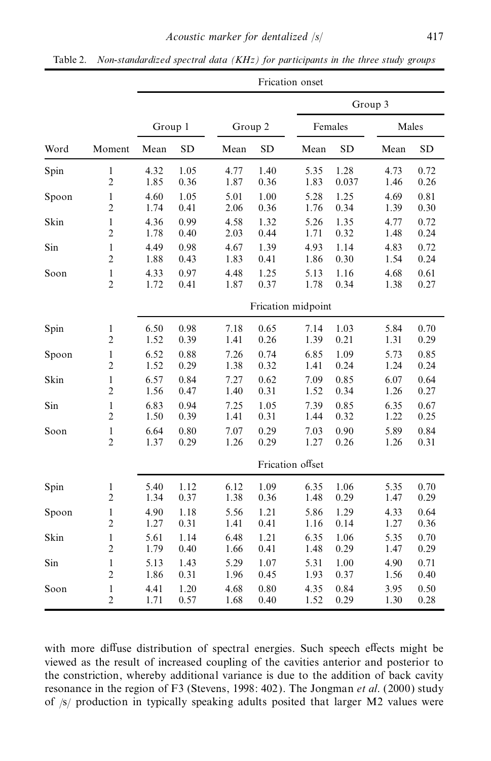Table 2. *Non-standardized spectral data (KHz) for participants in the three study groups*

| Word | Moment | Group 1 | | Group 2 | | Group 3 Females | | Group 3 Males | |
|---|---|---|---|---|---|---|---|---|---|
| | | Mean | SD | Mean | SD | Mean | SD | Mean | SD |
| **Frication onset** | | | | | | | | | |
| Spin | 1 | 4.32 | 1.05 | 4.77 | 1.40 | 5.35 | 1.28 | 4.73 | 0.72 |
| | 2 | 1.85 | 0.36 | 1.87 | 0.36 | 1.83 | 0.037 | 1.46 | 0.26 |
| Spoon | 1 | 4.60 | 1.05 | 5.01 | 1.00 | 5.28 | 1.25 | 4.69 | 0.81 |
| | 2 | 1.74 | 0.41 | 2.06 | 0.36 | 1.76 | 0.34 | 1.39 | 0.30 |
| Skin | 1 | 4.36 | 0.99 | 4.58 | 1.32 | 5.26 | 1.35 | 4.77 | 0.72 |
| | 2 | 1.78 | 0.40 | 2.03 | 0.44 | 1.71 | 0.32 | 1.48 | 0.24 |
| Sin | 1 | 4.49 | 0.98 | 4.67 | 1.39 | 4.93 | 1.14 | 4.83 | 0.72 |
| | 2 | 1.88 | 0.43 | 1.83 | 0.41 | 1.86 | 0.30 | 1.54 | 0.24 |
| Soon | 1 | 4.33 | 0.97 | 4.48 | 1.25 | 5.13 | 1.16 | 4.68 | 0.61 |
| | 2 | 1.72 | 0.41 | 1.87 | 0.37 | 1.78 | 0.34 | 1.38 | 0.27 |
| **Frication midpoint** | | | | | | | | | |
| Spin | 1 | 6.50 | 0.98 | 7.18 | 0.65 | 7.14 | 1.03 | 5.84 | 0.70 |
| | 2 | 1.52 | 0.39 | 1.41 | 0.26 | 1.39 | 0.21 | 1.31 | 0.29 |
| Spoon | 1 | 6.52 | 0.88 | 7.26 | 0.74 | 6.85 | 1.09 | 5.73 | 0.85 |
| | 2 | 1.52 | 0.29 | 1.38 | 0.32 | 1.41 | 0.24 | 1.24 | 0.24 |
| Skin | 1 | 6.57 | 0.84 | 7.27 | 0.62 | 7.09 | 0.85 | 6.07 | 0.64 |
| | 2 | 1.56 | 0.47 | 1.40 | 0.31 | 1.52 | 0.34 | 1.26 | 0.27 |
| Sin | 1 | 6.83 | 0.94 | 7.25 | 1.05 | 7.39 | 0.85 | 6.35 | 0.67 |
| | 2 | 1.50 | 0.39 | 1.41 | 0.31 | 1.44 | 0.32 | 1.22 | 0.25 |
| Soon | 1 | 6.64 | 0.80 | 7.07 | 0.29 | 7.03 | 0.90 | 5.89 | 0.84 |
| | 2 | 1.37 | 0.29 | 1.26 | 0.29 | 1.27 | 0.26 | 1.26 | 0.31 |
| **Frication offset** | | | | | | | | | |
| Spin | 1 | 5.40 | 1.12 | 6.12 | 1.09 | 6.35 | 1.06 | 5.35 | 0.70 |
| | 2 | 1.34 | 0.37 | 1.38 | 0.36 | 1.48 | 0.29 | 1.47 | 0.29 |
| Spoon | 1 | 4.90 | 1.18 | 5.56 | 1.21 | 5.86 | 1.29 | 4.33 | 0.64 |
| | 2 | 1.27 | 0.31 | 1.41 | 0.41 | 1.16 | 0.14 | 1.27 | 0.36 |
| Skin | 1 | 5.61 | 1.14 | 6.48 | 1.21 | 6.35 | 1.06 | 5.35 | 0.70 |
| | 2 | 1.79 | 0.40 | 1.66 | 0.41 | 1.48 | 0.29 | 1.47 | 0.29 |
| Sin | 1 | 5.13 | 1.43 | 5.29 | 1.07 | 5.31 | 1.00 | 4.90 | 0.71 |
| | 2 | 1.86 | 0.31 | 1.96 | 0.45 | 1.93 | 0.37 | 1.56 | 0.40 |
| Soon | 1 | 4.41 | 1.20 | 4.68 | 0.80 | 4.35 | 0.84 | 3.95 | 0.50 |
| | 2 | 1.71 | 0.57 | 1.68 | 0.40 | 1.52 | 0.29 | 1.30 | 0.28 |

with more diffuse distribution of spectral energies. Such speech effects might be viewed as the result of increased coupling of the cavities anterior and posterior to the constriction, whereby additional variance is due to the addition of back cavity resonance in the region of F3 (Stevens, 1998: 402). The Jongman *et al*. (2000) study of /s/ production in typically speaking adults posited that larger M2 values were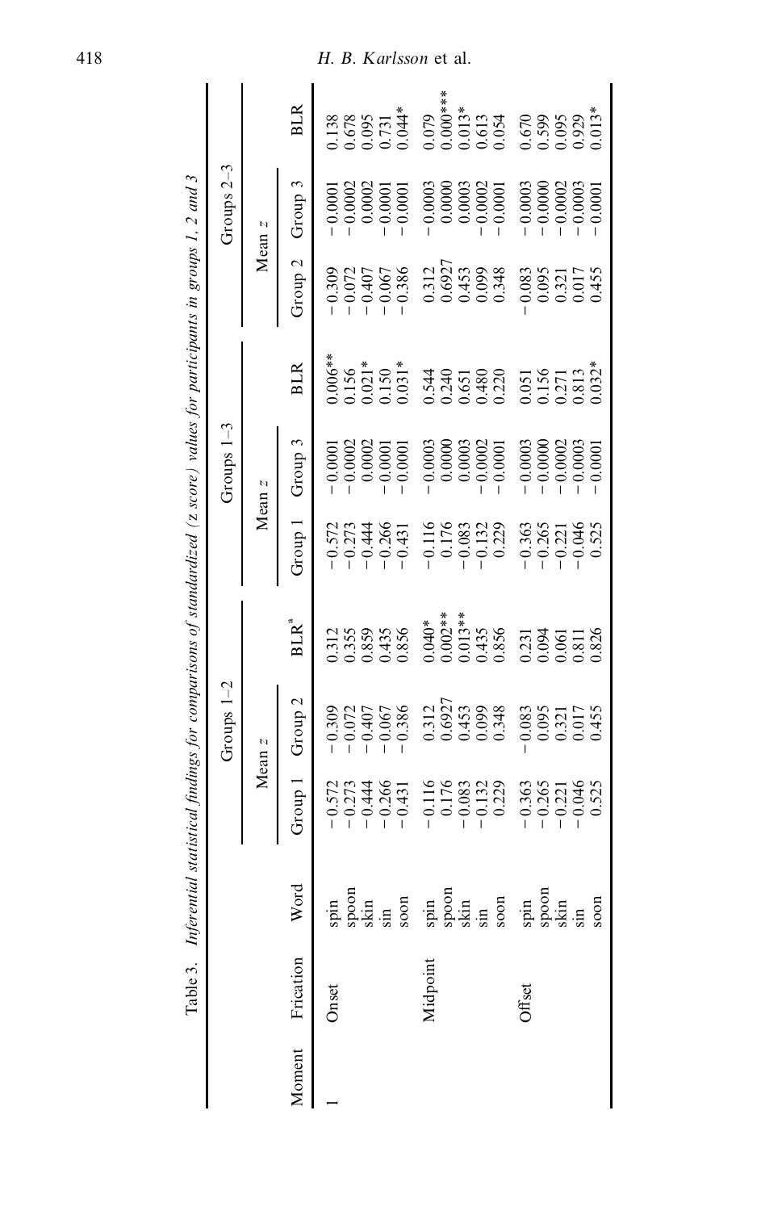Table 3. *Inferential statistical findings for comparisons of standardized (z score) values for participants in groups 1, 2 and 3*

| Moment | Frication | Word | Groups 1–2 | | | Groups 1–3 | | | Groups 2–3 | | |
|---|---|---|---|---|---|---|---|---|---|---|---|
| | | | Mean z | | | Mean z | | | Mean z | | |
| | | | Group 1 | Group 2 | BLR[a] | Group 1 | Group 3 | BLR | Group 2 | Group 3 | BLR |
| 1 | Onset | spin | −0.572 | −0.309 | 0.312 | −0.572 | −0.0001 | 0.006** | −0.309 | −0.0001 | 0.138 |
| | | spoon | −0.273 | −0.072 | 0.355 | −0.273 | −0.0002 | 0.156 | −0.072 | −0.0002 | 0.678 |
| | | skin | −0.444 | −0.407 | 0.859 | −0.444 | 0.0002 | 0.021* | −0.407 | 0.0002 | 0.095 |
| | | sin | −0.266 | −0.067 | 0.435 | −0.266 | −0.0001 | 0.150 | −0.067 | −0.0001 | 0.731 |
| | | soon | −0.431 | −0.386 | 0.856 | −0.431 | −0.0001 | 0.031* | −0.386 | −0.0001 | 0.044* |
| | Midpoint | spin | −0.116 | 0.312 | 0.040* | −0.116 | −0.0003 | 0.544 | 0.312 | −0.0003 | 0.079 |
| | | spoon | 0.176 | 0.6927 | 0.002** | 0.176 | 0.0000 | 0.240 | 0.6927 | 0.0000 | 0.000*** |
| | | skin | −0.083 | 0.453 | 0.013** | −0.083 | 0.0003 | 0.651 | 0.453 | 0.0003 | 0.013* |
| | | sin | −0.132 | 0.099 | 0.435 | −0.132 | −0.0002 | 0.480 | 0.099 | −0.0002 | 0.613 |
| | | soon | 0.229 | 0.348 | 0.856 | 0.229 | −0.0001 | 0.220 | 0.348 | −0.0001 | 0.054 |
| | Offset | spin | −0.363 | −0.083 | 0.231 | −0.363 | −0.0003 | 0.051 | −0.083 | −0.0003 | 0.670 |
| | | spoon | −0.265 | 0.095 | 0.094 | −0.265 | −0.0000 | 0.156 | 0.095 | −0.0000 | 0.599 |
| | | skin | −0.221 | 0.321 | 0.061 | −0.221 | −0.0002 | 0.271 | 0.321 | −0.0002 | 0.095 |
| | | sin | −0.046 | 0.017 | 0.811 | −0.046 | −0.0003 | 0.813 | 0.017 | −0.0003 | 0.929 |
| | | soon | 0.525 | 0.455 | 0.826 | 0.525 | −0.0001 | 0.032* | 0.455 | −0.0001 | 0.013* |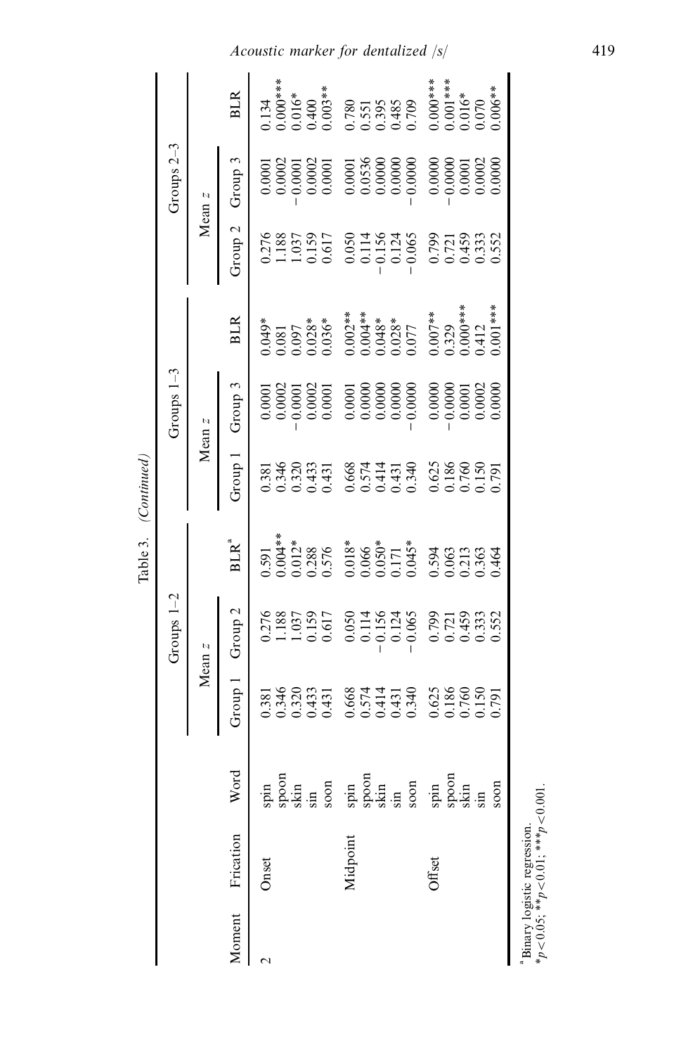Table 3. (Continued)

| Moment | Frication | Word | Groups 1–2 | | | Groups 1–3 | | | Groups 2–3 | | |
|---|---|---|---|---|---|---|---|---|---|---|---|
| | | | Mean z | | BLR[a] | Mean z | | BLR | Mean z | | BLR |
| | | | Group 1 | Group 2 | | Group 1 | Group 3 | | Group 2 | Group 3 | |
| 2 | Onset | spin | 0.381 | 0.276 | 0.591 | 0.381 | 0.0001 | 0.049* | 0.276 | 0.0001 | 0.134 |
| | | spoon | 0.346 | 1.188 | 0.004** | 0.346 | 0.0002 | 0.081 | 1.188 | 0.0002 | 0.000*** |
| | | skin | 0.320 | 1.037 | 0.012* | 0.320 | −0.0001 | 0.097 | 1.037 | −0.0001 | 0.016* |
| | | sin | 0.433 | 0.159 | 0.288 | 0.433 | 0.0002 | 0.028* | 0.159 | 0.0002 | 0.400 |
| | | soon | 0.431 | 0.617 | 0.576 | 0.431 | 0.0001 | 0.036* | 0.617 | 0.0001 | 0.003** |
| | Midpoint | spin | 0.668 | 0.050 | 0.018* | 0.668 | 0.0001 | 0.002** | 0.050 | 0.0001 | 0.780 |
| | | spoon | 0.574 | 0.114 | 0.066 | 0.574 | 0.0000 | 0.004** | 0.114 | 0.0536 | 0.551 |
| | | skin | 0.414 | −0.156 | 0.050* | 0.414 | 0.0000 | 0.048* | −0.156 | 0.0000 | 0.395 |
| | | sin | 0.431 | 0.124 | 0.171 | 0.431 | 0.0000 | 0.028* | 0.124 | 0.0000 | 0.485 |
| | | soon | 0.340 | −0.065 | 0.045* | 0.340 | −0.0000 | 0.077 | −0.065 | −0.0000 | 0.709 |
| | Offset | spin | 0.625 | 0.799 | 0.594 | 0.625 | 0.0000 | 0.007** | 0.799 | 0.0000 | 0.000*** |
| | | spoon | 0.186 | 0.721 | 0.063 | 0.186 | −0.0000 | 0.329 | 0.721 | −0.0000 | 0.001*** |
| | | skin | 0.760 | 0.459 | 0.213 | 0.760 | 0.0001 | 0.000*** | 0.459 | 0.0001 | 0.016* |
| | | sin | 0.150 | 0.333 | 0.363 | 0.150 | 0.0002 | 0.412 | 0.333 | 0.0002 | 0.070 |
| | | soon | 0.791 | 0.552 | 0.464 | 0.791 | 0.0000 | 0.001*** | 0.552 | 0.0000 | 0.006** |

[a] Binary logistic regression.
*$p<0.05$; **$p<0.01$; ***$p<0.001$.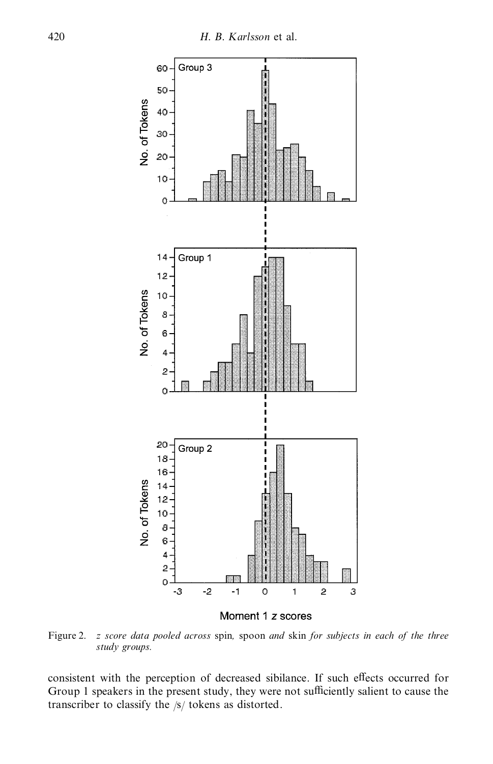Figure 2. *z score data pooled across* spin, spoon *and* skin *for subjects in each of the three study groups.*

consistent with the perception of decreased sibilance. If such effects occurred for Group 1 speakers in the present study, they were not sufficiently salient to cause the transcriber to classify the /s/ tokens as distorted.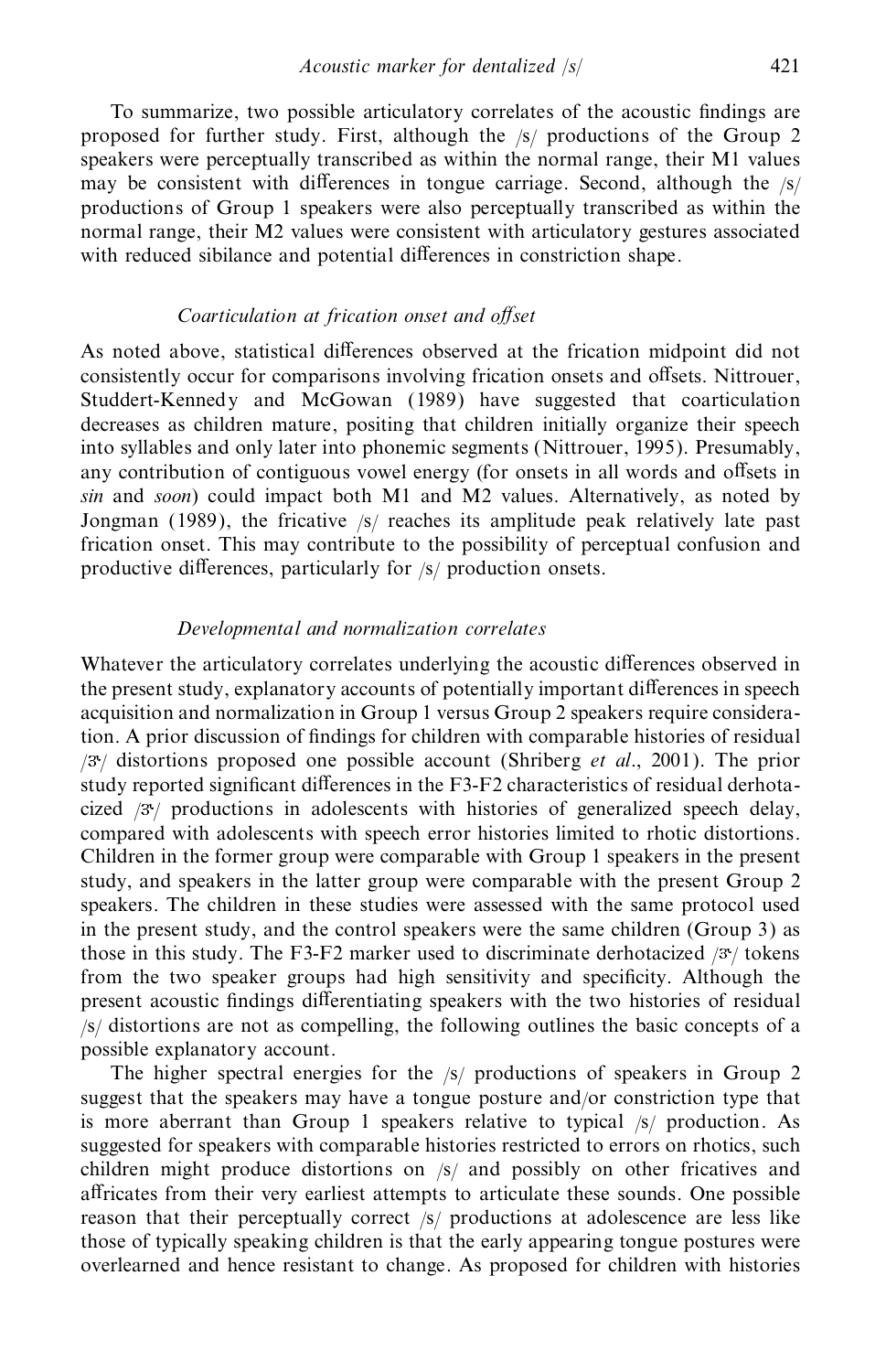To summarize, two possible articulatory correlates of the acoustic findings are proposed for further study. First, although the /s/ productions of the Group 2 speakers were perceptually transcribed as within the normal range, their M1 values may be consistent with differences in tongue carriage. Second, although the /s/ productions of Group 1 speakers were also perceptually transcribed as within the normal range, their M2 values were consistent with articulatory gestures associated with reduced sibilance and potential differences in constriction shape.

### *Coarticulation at frication onset and offset*

As noted above, statistical differences observed at the frication midpoint did not consistently occur for comparisons involving frication onsets and offsets. Nittrouer, Studdert-Kennedy and McGowan (1989) have suggested that coarticulation decreases as children mature, positing that children initially organize their speech into syllables and only later into phonemic segments (Nittrouer, 1995). Presumably, any contribution of contiguous vowel energy (for onsets in all words and offsets in *sin* and *soon*) could impact both M1 and M2 values. Alternatively, as noted by Jongman (1989), the fricative /s/ reaches its amplitude peak relatively late past frication onset. This may contribute to the possibility of perceptual confusion and productive differences, particularly for /s/ production onsets.

### *Developmental and normalization correlates*

Whatever the articulatory correlates underlying the acoustic differences observed in the present study, explanatory accounts of potentially important differences in speech acquisition and normalization in Group 1 versus Group 2 speakers require consideration. A prior discussion of findings for children with comparable histories of residual /ɝ/ distortions proposed one possible account (Shriberg *et al*., 2001). The prior study reported significant differences in the F3-F2 characteristics of residual derhotacized /ɝ/ productions in adolescents with histories of generalized speech delay, compared with adolescents with speech error histories limited to rhotic distortions. Children in the former group were comparable with Group 1 speakers in the present study, and speakers in the latter group were comparable with the present Group 2 speakers. The children in these studies were assessed with the same protocol used in the present study, and the control speakers were the same children (Group 3) as those in this study. The F3-F2 marker used to discriminate derhotacized /ɝ/ tokens from the two speaker groups had high sensitivity and specificity. Although the present acoustic findings differentiating speakers with the two histories of residual /s/ distortions are not as compelling, the following outlines the basic concepts of a possible explanatory account.

The higher spectral energies for the /s/ productions of speakers in Group 2 suggest that the speakers may have a tongue posture and/or constriction type that is more aberrant than Group 1 speakers relative to typical /s/ production. As suggested for speakers with comparable histories restricted to errors on rhotics, such children might produce distortions on /s/ and possibly on other fricatives and affricates from their very earliest attempts to articulate these sounds. One possible reason that their perceptually correct /s/ productions at adolescence are less like those of typically speaking children is that the early appearing tongue postures were overlearned and hence resistant to change. As proposed for children with histories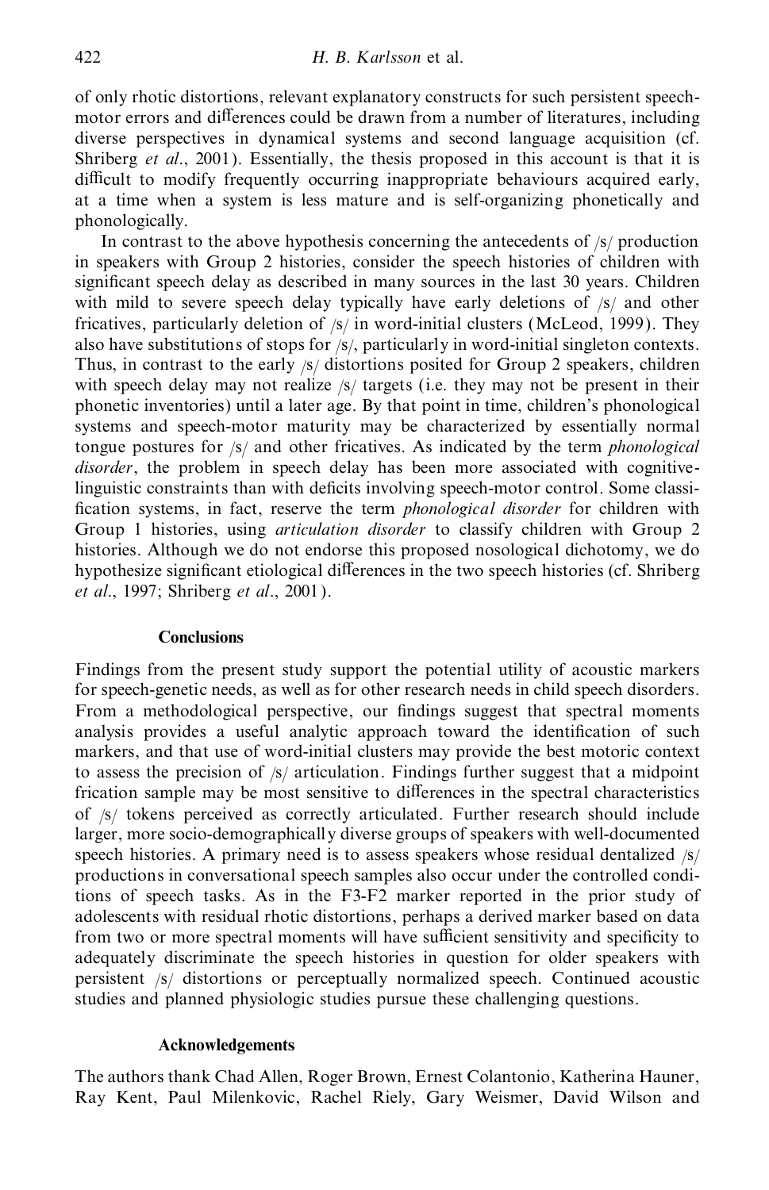of only rhotic distortions, relevant explanatory constructs for such persistent speech-motor errors and differences could be drawn from a number of literatures, including diverse perspectives in dynamical systems and second language acquisition (cf. Shriberg *et al*., 2001). Essentially, the thesis proposed in this account is that it is difficult to modify frequently occurring inappropriate behaviours acquired early, at a time when a system is less mature and is self-organizing phonetically and phonologically.

In contrast to the above hypothesis concerning the antecedents of /s/ production in speakers with Group 2 histories, consider the speech histories of children with significant speech delay as described in many sources in the last 30 years. Children with mild to severe speech delay typically have early deletions of /s/ and other fricatives, particularly deletion of /s/ in word-initial clusters (McLeod, 1999). They also have substitutions of stops for /s/, particularly in word-initial singleton contexts. Thus, in contrast to the early /s/ distortions posited for Group 2 speakers, children with speech delay may not realize /s/ targets (i.e. they may not be present in their phonetic inventories) until a later age. By that point in time, children's phonological systems and speech-motor maturity may be characterized by essentially normal tongue postures for /s/ and other fricatives. As indicated by the term *phonological disorder*, the problem in speech delay has been more associated with cognitive-linguistic constraints than with deficits involving speech-motor control. Some classification systems, in fact, reserve the term *phonological disorder* for children with Group 1 histories, using *articulation disorder* to classify children with Group 2 histories. Although we do not endorse this proposed nosological dichotomy, we do hypothesize significant etiological differences in the two speech histories (cf. Shriberg *et al*., 1997; Shriberg *et al*., 2001).

## Conclusions

Findings from the present study support the potential utility of acoustic markers for speech-genetic needs, as well as for other research needs in child speech disorders. From a methodological perspective, our findings suggest that spectral moments analysis provides a useful analytic approach toward the identification of such markers, and that use of word-initial clusters may provide the best motoric context to assess the precision of /s/ articulation. Findings further suggest that a midpoint frication sample may be most sensitive to differences in the spectral characteristics of /s/ tokens perceived as correctly articulated. Further research should include larger, more socio-demographically diverse groups of speakers with well-documented speech histories. A primary need is to assess speakers whose residual dentalized /s/ productions in conversational speech samples also occur under the controlled conditions of speech tasks. As in the F3-F2 marker reported in the prior study of adolescents with residual rhotic distortions, perhaps a derived marker based on data from two or more spectral moments will have sufficient sensitivity and specificity to adequately discriminate the speech histories in question for older speakers with persistent /s/ distortions or perceptually normalized speech. Continued acoustic studies and planned physiologic studies pursue these challenging questions.

## Acknowledgements

The authors thank Chad Allen, Roger Brown, Ernest Colantonio, Katherina Hauner, Ray Kent, Paul Milenkovic, Rachel Riely, Gary Weismer, David Wilson and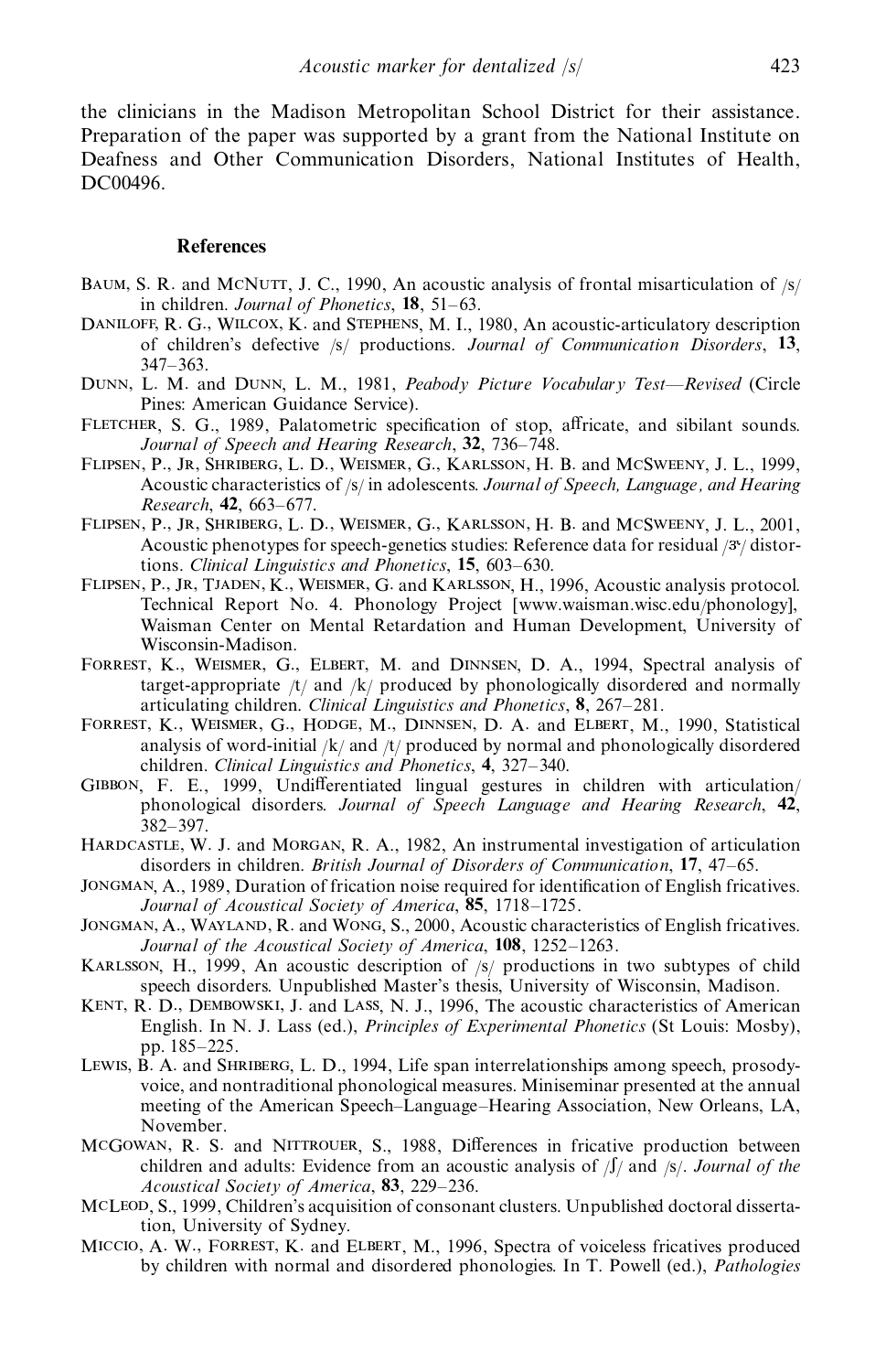the clinicians in the Madison Metropolitan School District for their assistance. Preparation of the paper was supported by a grant from the National Institute on Deafness and Other Communication Disorders, National Institutes of Health, DC00496.

## References

BAUM, S. R. and MCNUTT, J. C., 1990, An acoustic analysis of frontal misarticulation of /s/ in children. *Journal of Phonetics*, **18**, 51–63.

DANILOFF, R. G., WILCOX, K. and STEPHENS, M. I., 1980, An acoustic-articulatory description of children's defective /s/ productions. *Journal of Communication Disorders*, **13**, 347–363.

DUNN, L. M. and DUNN, L. M., 1981, *Peabody Picture Vocabulary Test—Revised* (Circle Pines: American Guidance Service).

FLETCHER, S. G., 1989, Palatometric specification of stop, affricate, and sibilant sounds. *Journal of Speech and Hearing Research*, **32**, 736–748.

FLIPSEN, P., JR, SHRIBERG, L. D., WEISMER, G., KARLSSON, H. B. and MCSWEENY, J. L., 1999, Acoustic characteristics of /s/ in adolescents. *Journal of Speech, Language, and Hearing Research*, **42**, 663–677.

FLIPSEN, P., JR, SHRIBERG, L. D., WEISMER, G., KARLSSON, H. B. and MCSWEENY, J. L., 2001, Acoustic phenotypes for speech-genetics studies: Reference data for residual /ɝ/ distortions. *Clinical Linguistics and Phonetics*, **15**, 603–630.

FLIPSEN, P., JR, TJADEN, K., WEISMER, G. and KARLSSON, H., 1996, Acoustic analysis protocol. Technical Report No. 4. Phonology Project [www.waisman.wisc.edu/phonology], Waisman Center on Mental Retardation and Human Development, University of Wisconsin-Madison.

FORREST, K., WEISMER, G., ELBERT, M. and DINNSEN, D. A., 1994, Spectral analysis of target-appropriate /t/ and /k/ produced by phonologically disordered and normally articulating children. *Clinical Linguistics and Phonetics*, **8**, 267–281.

FORREST, K., WEISMER, G., HODGE, M., DINNSEN, D. A. and ELBERT, M., 1990, Statistical analysis of word-initial /k/ and /t/ produced by normal and phonologically disordered children. *Clinical Linguistics and Phonetics*, **4**, 327–340.

GIBBON, F. E., 1999, Undifferentiated lingual gestures in children with articulation/phonological disorders. *Journal of Speech Language and Hearing Research*, **42**, 382–397.

HARDCASTLE, W. J. and MORGAN, R. A., 1982, An instrumental investigation of articulation disorders in children. *British Journal of Disorders of Communication*, **17**, 47–65.

JONGMAN, A., 1989, Duration of frication noise required for identification of English fricatives. *Journal of Acoustical Society of America*, **85**, 1718–1725.

JONGMAN, A., WAYLAND, R. and WONG, S., 2000, Acoustic characteristics of English fricatives. *Journal of the Acoustical Society of America*, **108**, 1252–1263.

KARLSSON, H., 1999, An acoustic description of /s/ productions in two subtypes of child speech disorders. Unpublished Master's thesis, University of Wisconsin, Madison.

KENT, R. D., DEMBOWSKI, J. and LASS, N. J., 1996, The acoustic characteristics of American English. In N. J. Lass (ed.), *Principles of Experimental Phonetics* (St Louis: Mosby), pp. 185–225.

LEWIS, B. A. and SHRIBERG, L. D., 1994, Life span interrelationships among speech, prosody-voice, and nontraditional phonological measures. Miniseminar presented at the annual meeting of the American Speech–Language–Hearing Association, New Orleans, LA, November.

MCGOWAN, R. S. and NITTROUER, S., 1988, Differences in fricative production between children and adults: Evidence from an acoustic analysis of /ʃ/ and /s/. *Journal of the Acoustical Society of America*, **83**, 229–236.

MCLEOD, S., 1999, Children's acquisition of consonant clusters. Unpublished doctoral dissertation, University of Sydney.

MICCIO, A. W., FORREST, K. and ELBERT, M., 1996, Spectra of voiceless fricatives produced by children with normal and disordered phonologies. In T. Powell (ed.), *Pathologies*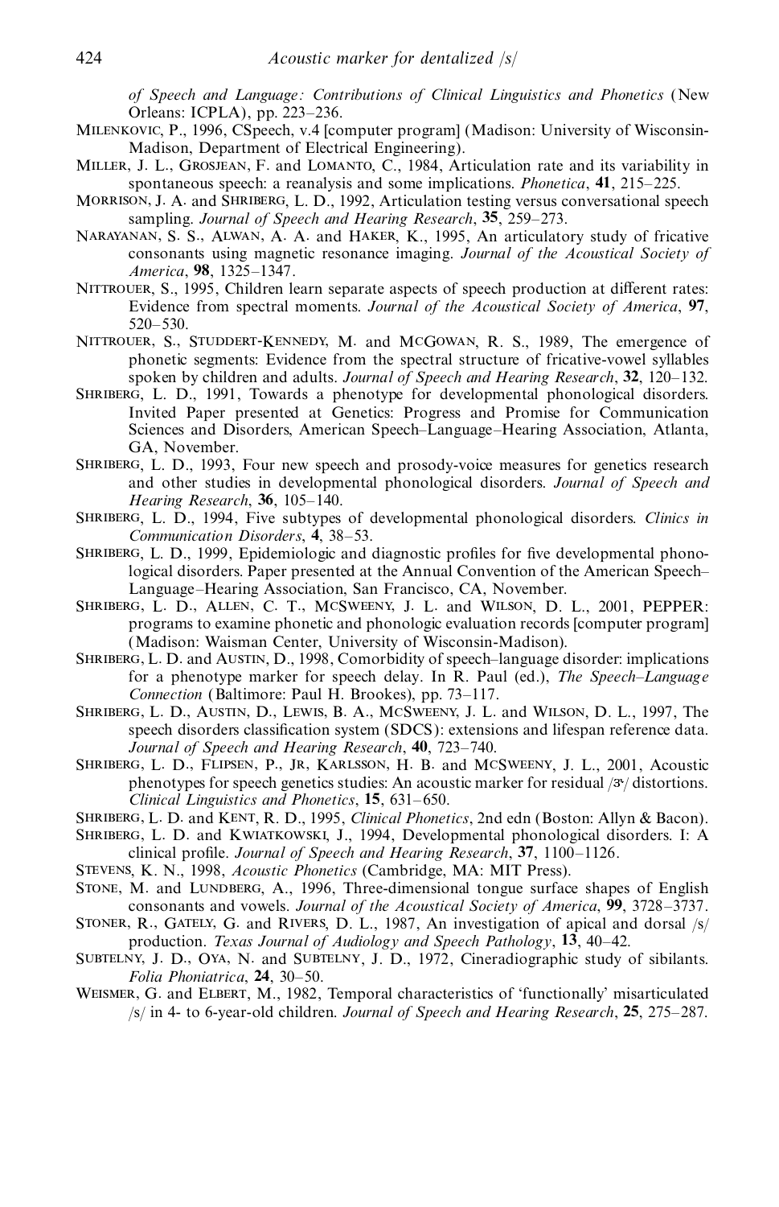*of Speech and Language: Contributions of Clinical Linguistics and Phonetics* (New Orleans: ICPLA), pp. 223–236.

Milenkovic, P., 1996, CSpeech, v.4 [computer program] (Madison: University of Wisconsin-Madison, Department of Electrical Engineering).

Miller, J. L., Grosjean, F. and Lomanto, C., 1984, Articulation rate and its variability in spontaneous speech: a reanalysis and some implications. *Phonetica*, **41**, 215–225.

Morrison, J. A. and Shriberg, L. D., 1992, Articulation testing versus conversational speech sampling. *Journal of Speech and Hearing Research*, **35**, 259–273.

Narayanan, S. S., Alwan, A. A. and Haker, K., 1995, An articulatory study of fricative consonants using magnetic resonance imaging. *Journal of the Acoustical Society of America*, **98**, 1325–1347.

Nittrouer, S., 1995, Children learn separate aspects of speech production at different rates: Evidence from spectral moments. *Journal of the Acoustical Society of America*, **97**, 520–530.

Nittrouer, S., Studdert-Kennedy, M. and McGowan, R. S., 1989, The emergence of phonetic segments: Evidence from the spectral structure of fricative-vowel syllables spoken by children and adults. *Journal of Speech and Hearing Research*, **32**, 120–132.

Shriberg, L. D., 1991, Towards a phenotype for developmental phonological disorders. Invited Paper presented at Genetics: Progress and Promise for Communication Sciences and Disorders, American Speech–Language–Hearing Association, Atlanta, GA, November.

Shriberg, L. D., 1993, Four new speech and prosody-voice measures for genetics research and other studies in developmental phonological disorders. *Journal of Speech and Hearing Research*, **36**, 105–140.

Shriberg, L. D., 1994, Five subtypes of developmental phonological disorders. *Clinics in Communication Disorders*, **4**, 38–53.

Shriberg, L. D., 1999, Epidemiologic and diagnostic profiles for five developmental phonological disorders. Paper presented at the Annual Convention of the American Speech–Language–Hearing Association, San Francisco, CA, November.

Shriberg, L. D., Allen, C. T., McSweeny, J. L. and Wilson, D. L., 2001, PEPPER: programs to examine phonetic and phonologic evaluation records [computer program] (Madison: Waisman Center, University of Wisconsin-Madison).

Shriberg, L. D. and Austin, D., 1998, Comorbidity of speech–language disorder: implications for a phenotype marker for speech delay. In R. Paul (ed.), *The Speech–Language Connection* (Baltimore: Paul H. Brookes), pp. 73–117.

Shriberg, L. D., Austin, D., Lewis, B. A., McSweeny, J. L. and Wilson, D. L., 1997, The speech disorders classification system (SDCS): extensions and lifespan reference data. *Journal of Speech and Hearing Research*, **40**, 723–740.

Shriberg, L. D., Flipsen, P., Jr, Karlsson, H. B. and McSweeny, J. L., 2001, Acoustic phenotypes for speech genetics studies: An acoustic marker for residual /ɝ/ distortions. *Clinical Linguistics and Phonetics*, **15**, 631–650.

Shriberg, L. D. and Kent, R. D., 1995, *Clinical Phonetics*, 2nd edn (Boston: Allyn & Bacon).

Shriberg, L. D. and Kwiatkowski, J., 1994, Developmental phonological disorders. I: A clinical profile. *Journal of Speech and Hearing Research*, **37**, 1100–1126.

Stevens, K. N., 1998, *Acoustic Phonetics* (Cambridge, MA: MIT Press).

Stone, M. and Lundberg, A., 1996, Three-dimensional tongue surface shapes of English consonants and vowels. *Journal of the Acoustical Society of America*, **99**, 3728–3737.

Stoner, R., Gately, G. and Rivers, D. L., 1987, An investigation of apical and dorsal /s/ production. *Texas Journal of Audiology and Speech Pathology*, **13**, 40–42.

Subtelny, J. D., Oya, N. and Subtelny, J. D., 1972, Cineradiographic study of sibilants. *Folia Phoniatrica*, **24**, 30–50.

Weismer, G. and Elbert, M., 1982, Temporal characteristics of 'functionally' misarticulated /s/ in 4- to 6-year-old children. *Journal of Speech and Hearing Research*, **25**, 275–287.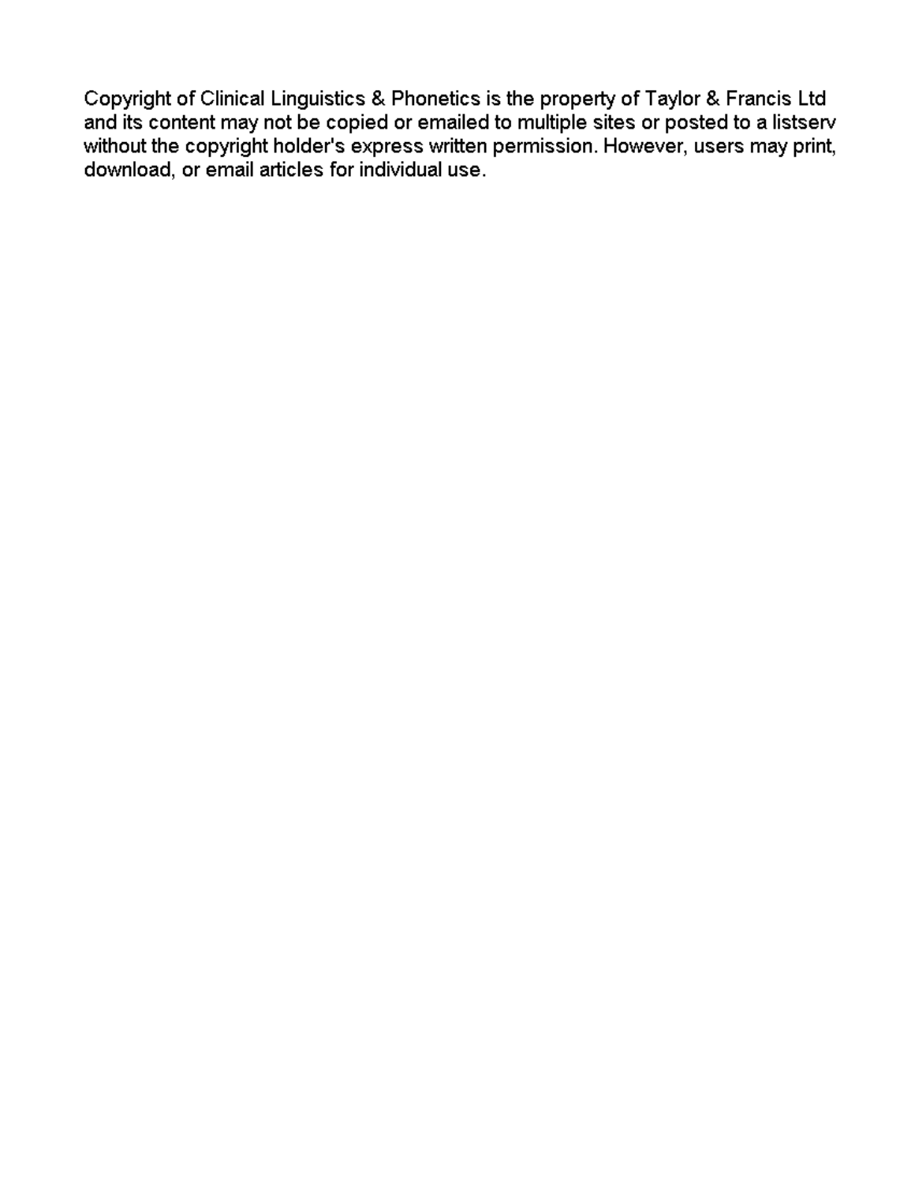Copyright of Clinical Linguistics & Phonetics is the property of Taylor & Francis Ltd and its content may not be copied or emailed to multiple sites or posted to a listserv without the copyright holder's express written permission. However, users may print, download, or email articles for individual use.